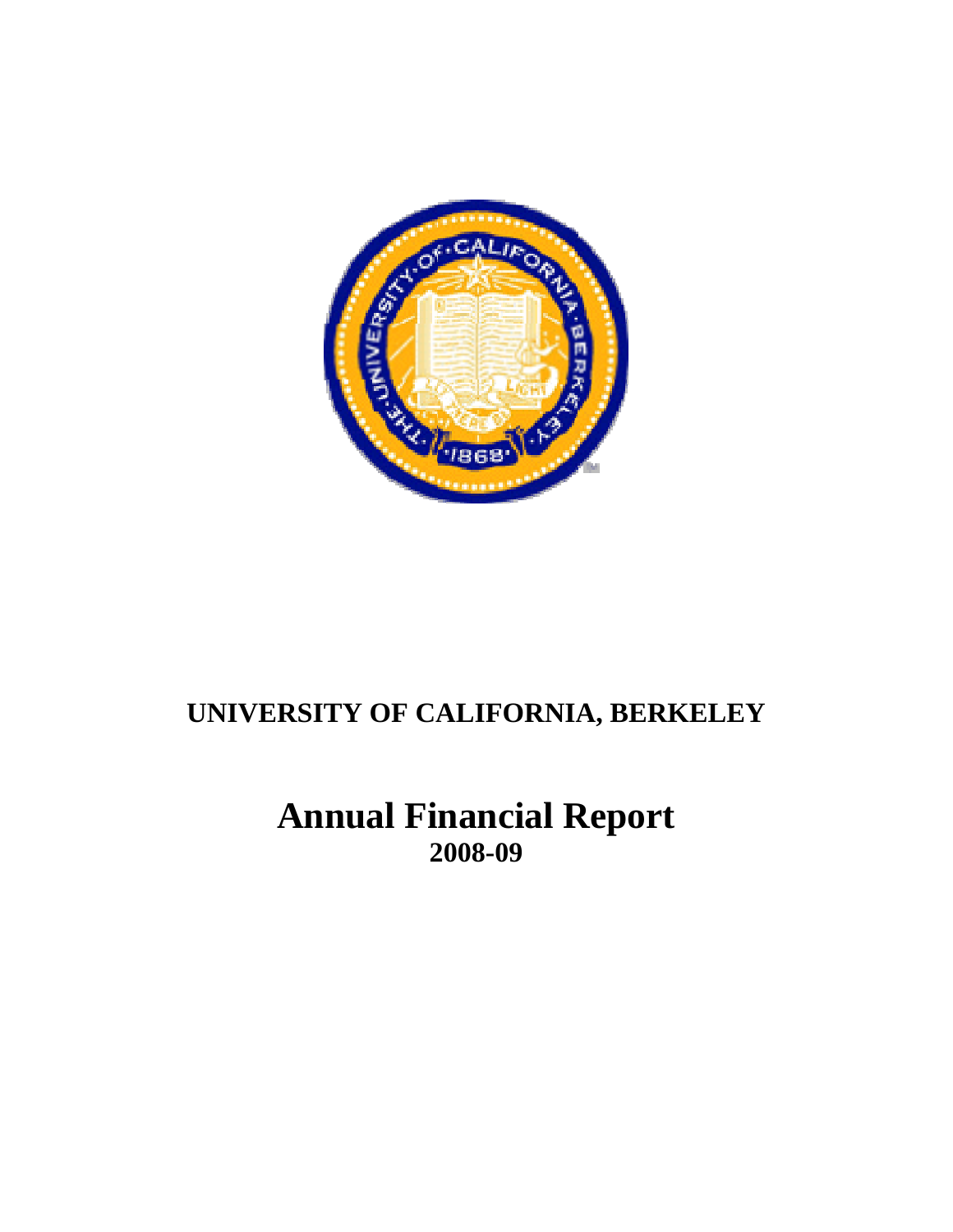# UNIVERSITY OF CALIFORNIA, BERKELEY

# Annual Financial Report

## 2008-09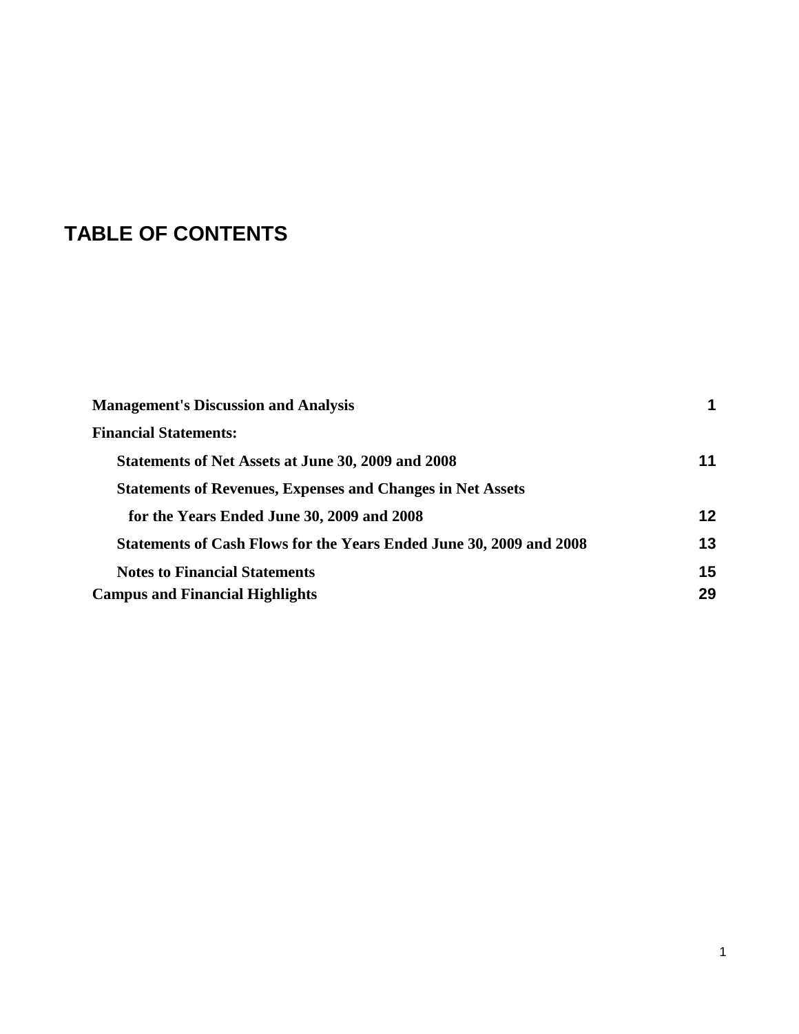# TABLE OF CONTENTS

| | |
|---|---|
| **Management's Discussion and Analysis** | **1** |
| **Financial Statements:** | |
| **Statements of Net Assets at June 30, 2009 and 2008** | **11** |
| **Statements of Revenues, Expenses and Changes in Net Assets for the Years Ended June 30, 2009 and 2008** | **12** |
| **Statements of Cash Flows for the Years Ended June 30, 2009 and 2008** | **13** |
| **Notes to Financial Statements** | **15** |
| **Campus and Financial Highlights** | **29** |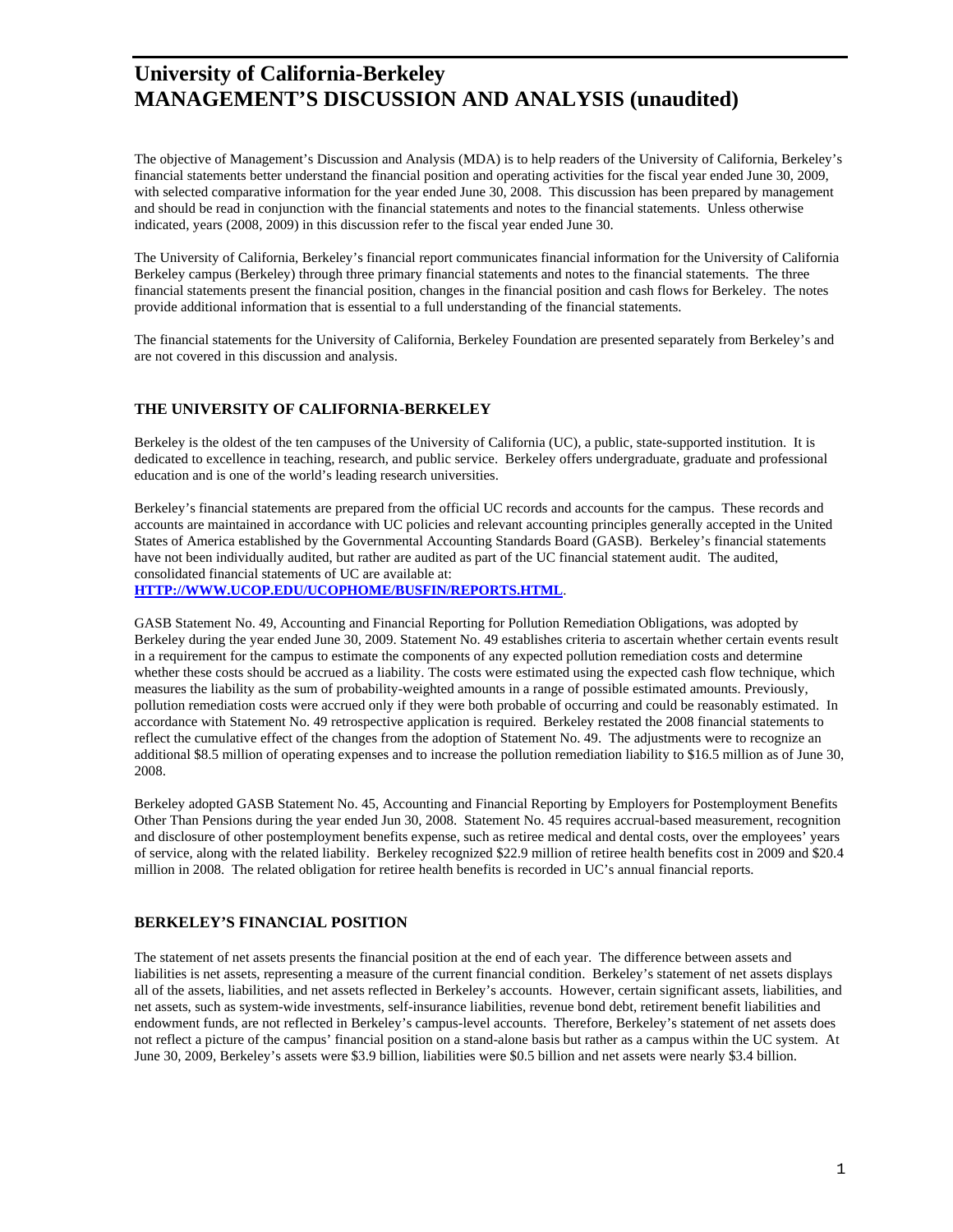# University of California-Berkeley
# MANAGEMENT'S DISCUSSION AND ANALYSIS (unaudited)

The objective of Management's Discussion and Analysis (MDA) is to help readers of the University of California, Berkeley's financial statements better understand the financial position and operating activities for the fiscal year ended June 30, 2009, with selected comparative information for the year ended June 30, 2008. This discussion has been prepared by management and should be read in conjunction with the financial statements and notes to the financial statements. Unless otherwise indicated, years (2008, 2009) in this discussion refer to the fiscal year ended June 30.

The University of California, Berkeley's financial report communicates financial information for the University of California Berkeley campus (Berkeley) through three primary financial statements and notes to the financial statements. The three financial statements present the financial position, changes in the financial position and cash flows for Berkeley. The notes provide additional information that is essential to a full understanding of the financial statements.

The financial statements for the University of California, Berkeley Foundation are presented separately from Berkeley's and are not covered in this discussion and analysis.

## THE UNIVERSITY OF CALIFORNIA-BERKELEY

Berkeley is the oldest of the ten campuses of the University of California (UC), a public, state-supported institution. It is dedicated to excellence in teaching, research, and public service. Berkeley offers undergraduate, graduate and professional education and is one of the world's leading research universities.

Berkeley's financial statements are prepared from the official UC records and accounts for the campus. These records and accounts are maintained in accordance with UC policies and relevant accounting principles generally accepted in the United States of America established by the Governmental Accounting Standards Board (GASB). Berkeley's financial statements have not been individually audited, but rather are audited as part of the UC financial statement audit. The audited, consolidated financial statements of UC are available at:
**HTTP://WWW.UCOP.EDU/UCOPHOME/BUSFIN/REPORTS.HTML**.

GASB Statement No. 49, Accounting and Financial Reporting for Pollution Remediation Obligations, was adopted by Berkeley during the year ended June 30, 2009. Statement No. 49 establishes criteria to ascertain whether certain events result in a requirement for the campus to estimate the components of any expected pollution remediation costs and determine whether these costs should be accrued as a liability. The costs were estimated using the expected cash flow technique, which measures the liability as the sum of probability-weighted amounts in a range of possible estimated amounts. Previously, pollution remediation costs were accrued only if they were both probable of occurring and could be reasonably estimated. In accordance with Statement No. 49 retrospective application is required. Berkeley restated the 2008 financial statements to reflect the cumulative effect of the changes from the adoption of Statement No. 49. The adjustments were to recognize an additional $8.5 million of operating expenses and to increase the pollution remediation liability to $16.5 million as of June 30, 2008.

Berkeley adopted GASB Statement No. 45, Accounting and Financial Reporting by Employers for Postemployment Benefits Other Than Pensions during the year ended Jun 30, 2008. Statement No. 45 requires accrual-based measurement, recognition and disclosure of other postemployment benefits expense, such as retiree medical and dental costs, over the employees' years of service, along with the related liability. Berkeley recognized $22.9 million of retiree health benefits cost in 2009 and $20.4 million in 2008. The related obligation for retiree health benefits is recorded in UC's annual financial reports.

## BERKELEY'S FINANCIAL POSITION

The statement of net assets presents the financial position at the end of each year. The difference between assets and liabilities is net assets, representing a measure of the current financial condition. Berkeley's statement of net assets displays all of the assets, liabilities, and net assets reflected in Berkeley's accounts. However, certain significant assets, liabilities, and net assets, such as system-wide investments, self-insurance liabilities, revenue bond debt, retirement benefit liabilities and endowment funds, are not reflected in Berkeley's campus-level accounts. Therefore, Berkeley's statement of net assets does not reflect a picture of the campus' financial position on a stand-alone basis but rather as a campus within the UC system. At June 30, 2009, Berkeley's assets were $3.9 billion, liabilities were $0.5 billion and net assets were nearly $3.4 billion.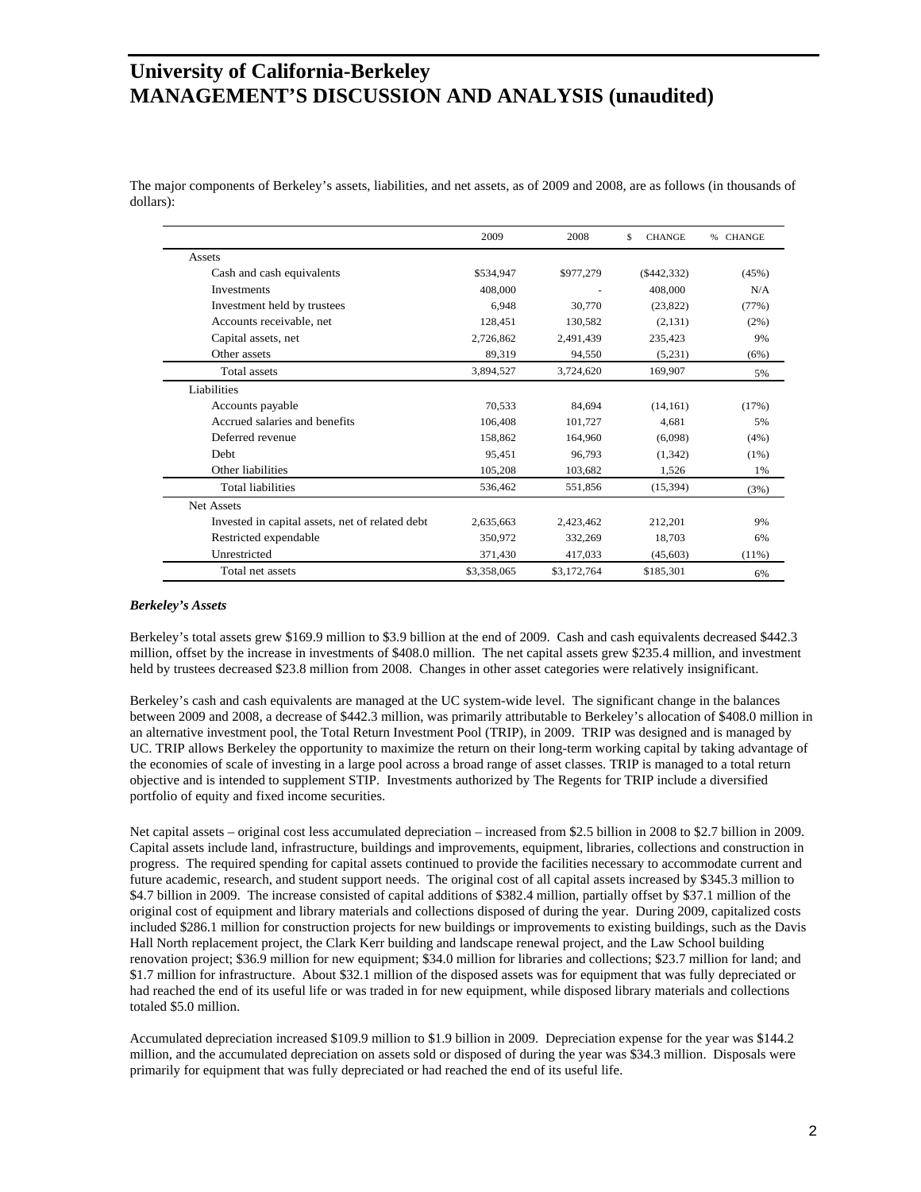# University of California-Berkeley
# MANAGEMENT'S DISCUSSION AND ANALYSIS (unaudited)

The major components of Berkeley's assets, liabilities, and net assets, as of 2009 and 2008, are as follows (in thousands of dollars):

| | 2009 | 2008 | $ CHANGE | % CHANGE |
|---|---|---|---|---|
| Assets | | | | |
| Cash and cash equivalents | $534,947 | $977,279 | ($442,332) | (45%) |
| Investments | 408,000 | - | 408,000 | N/A |
| Investment held by trustees | 6,948 | 30,770 | (23,822) | (77%) |
| Accounts receivable, net | 128,451 | 130,582 | (2,131) | (2%) |
| Capital assets, net | 2,726,862 | 2,491,439 | 235,423 | 9% |
| Other assets | 89,319 | 94,550 | (5,231) | (6%) |
| Total assets | 3,894,527 | 3,724,620 | 169,907 | 5% |
| Liabilities | | | | |
| Accounts payable | 70,533 | 84,694 | (14,161) | (17%) |
| Accrued salaries and benefits | 106,408 | 101,727 | 4,681 | 5% |
| Deferred revenue | 158,862 | 164,960 | (6,098) | (4%) |
| Debt | 95,451 | 96,793 | (1,342) | (1%) |
| Other liabilities | 105,208 | 103,682 | 1,526 | 1% |
| Total liabilities | 536,462 | 551,856 | (15,394) | (3%) |
| Net Assets | | | | |
| Invested in capital assets, net of related debt | 2,635,663 | 2,423,462 | 212,201 | 9% |
| Restricted expendable | 350,972 | 332,269 | 18,703 | 6% |
| Unrestricted | 371,430 | 417,033 | (45,603) | (11%) |
| Total net assets | $3,358,065 | $3,172,764 | $185,301 | 6% |

***Berkeley's Assets***

Berkeley's total assets grew $169.9 million to $3.9 billion at the end of 2009. Cash and cash equivalents decreased $442.3 million, offset by the increase in investments of $408.0 million. The net capital assets grew $235.4 million, and investment held by trustees decreased $23.8 million from 2008. Changes in other asset categories were relatively insignificant.

Berkeley's cash and cash equivalents are managed at the UC system-wide level. The significant change in the balances between 2009 and 2008, a decrease of $442.3 million, was primarily attributable to Berkeley's allocation of $408.0 million in an alternative investment pool, the Total Return Investment Pool (TRIP), in 2009. TRIP was designed and is managed by UC. TRIP allows Berkeley the opportunity to maximize the return on their long-term working capital by taking advantage of the economies of scale of investing in a large pool across a broad range of asset classes. TRIP is managed to a total return objective and is intended to supplement STIP. Investments authorized by The Regents for TRIP include a diversified portfolio of equity and fixed income securities.

Net capital assets – original cost less accumulated depreciation – increased from $2.5 billion in 2008 to $2.7 billion in 2009. Capital assets include land, infrastructure, buildings and improvements, equipment, libraries, collections and construction in progress. The required spending for capital assets continued to provide the facilities necessary to accommodate current and future academic, research, and student support needs. The original cost of all capital assets increased by $345.3 million to $4.7 billion in 2009. The increase consisted of capital additions of $382.4 million, partially offset by $37.1 million of the original cost of equipment and library materials and collections disposed of during the year. During 2009, capitalized costs included $286.1 million for construction projects for new buildings or improvements to existing buildings, such as the Davis Hall North replacement project, the Clark Kerr building and landscape renewal project, and the Law School building renovation project; $36.9 million for new equipment; $34.0 million for libraries and collections; $23.7 million for land; and $1.7 million for infrastructure. About $32.1 million of the disposed assets was for equipment that was fully depreciated or had reached the end of its useful life or was traded in for new equipment, while disposed library materials and collections totaled $5.0 million.

Accumulated depreciation increased $109.9 million to $1.9 billion in 2009. Depreciation expense for the year was $144.2 million, and the accumulated depreciation on assets sold or disposed of during the year was $34.3 million. Disposals were primarily for equipment that was fully depreciated or had reached the end of its useful life.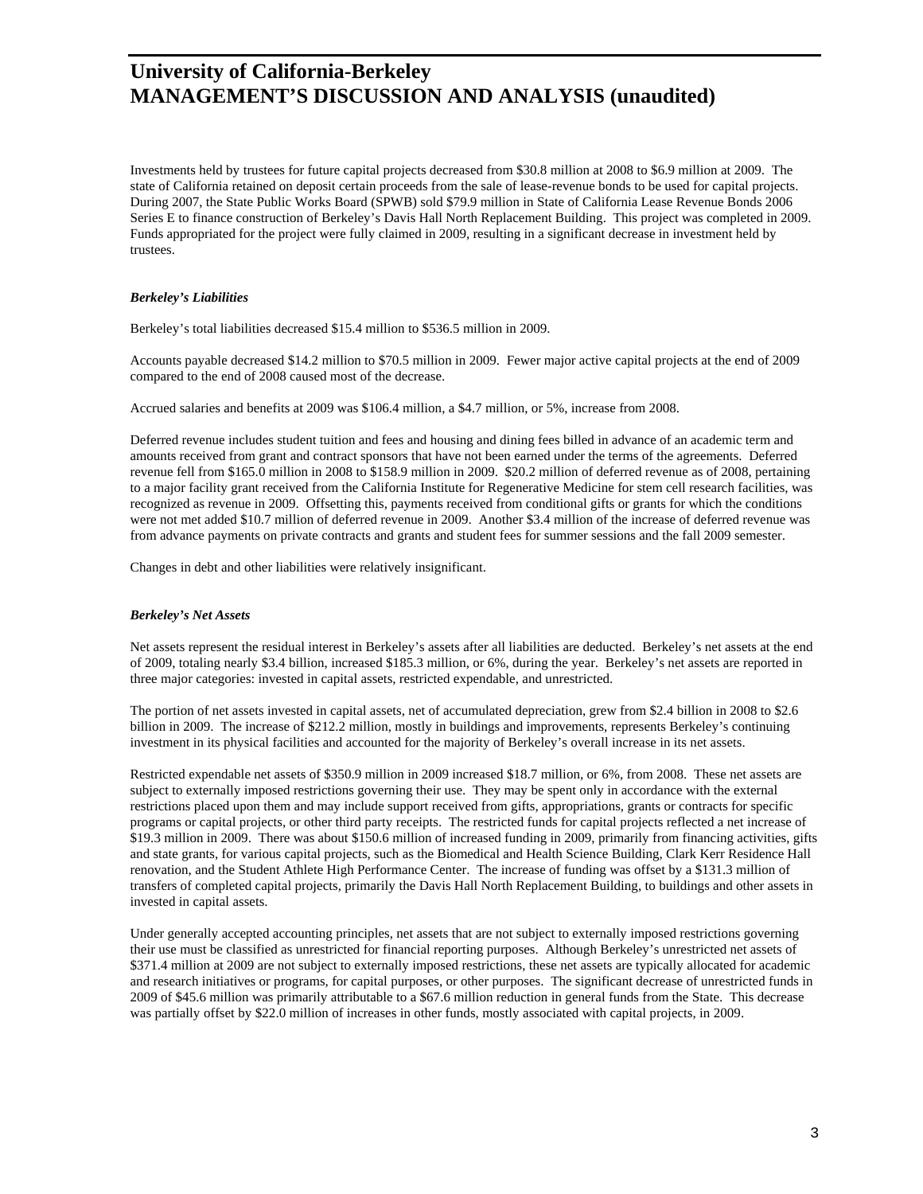Investments held by trustees for future capital projects decreased from $30.8 million at 2008 to $6.9 million at 2009. The state of California retained on deposit certain proceeds from the sale of lease-revenue bonds to be used for capital projects. During 2007, the State Public Works Board (SPWB) sold $79.9 million in State of California Lease Revenue Bonds 2006 Series E to finance construction of Berkeley's Davis Hall North Replacement Building. This project was completed in 2009. Funds appropriated for the project were fully claimed in 2009, resulting in a significant decrease in investment held by trustees.

***Berkeley's Liabilities***

Berkeley's total liabilities decreased $15.4 million to $536.5 million in 2009.

Accounts payable decreased $14.2 million to $70.5 million in 2009. Fewer major active capital projects at the end of 2009 compared to the end of 2008 caused most of the decrease.

Accrued salaries and benefits at 2009 was $106.4 million, a $4.7 million, or 5%, increase from 2008.

Deferred revenue includes student tuition and fees and housing and dining fees billed in advance of an academic term and amounts received from grant and contract sponsors that have not been earned under the terms of the agreements. Deferred revenue fell from $165.0 million in 2008 to $158.9 million in 2009. $20.2 million of deferred revenue as of 2008, pertaining to a major facility grant received from the California Institute for Regenerative Medicine for stem cell research facilities, was recognized as revenue in 2009. Offsetting this, payments received from conditional gifts or grants for which the conditions were not met added $10.7 million of deferred revenue in 2009. Another $3.4 million of the increase of deferred revenue was from advance payments on private contracts and grants and student fees for summer sessions and the fall 2009 semester.

Changes in debt and other liabilities were relatively insignificant.

***Berkeley's Net Assets***

Net assets represent the residual interest in Berkeley's assets after all liabilities are deducted. Berkeley's net assets at the end of 2009, totaling nearly $3.4 billion, increased $185.3 million, or 6%, during the year. Berkeley's net assets are reported in three major categories: invested in capital assets, restricted expendable, and unrestricted.

The portion of net assets invested in capital assets, net of accumulated depreciation, grew from $2.4 billion in 2008 to $2.6 billion in 2009. The increase of $212.2 million, mostly in buildings and improvements, represents Berkeley's continuing investment in its physical facilities and accounted for the majority of Berkeley's overall increase in its net assets.

Restricted expendable net assets of $350.9 million in 2009 increased $18.7 million, or 6%, from 2008. These net assets are subject to externally imposed restrictions governing their use. They may be spent only in accordance with the external restrictions placed upon them and may include support received from gifts, appropriations, grants or contracts for specific programs or capital projects, or other third party receipts. The restricted funds for capital projects reflected a net increase of $19.3 million in 2009. There was about $150.6 million of increased funding in 2009, primarily from financing activities, gifts and state grants, for various capital projects, such as the Biomedical and Health Science Building, Clark Kerr Residence Hall renovation, and the Student Athlete High Performance Center. The increase of funding was offset by a $131.3 million of transfers of completed capital projects, primarily the Davis Hall North Replacement Building, to buildings and other assets in invested in capital assets.

Under generally accepted accounting principles, net assets that are not subject to externally imposed restrictions governing their use must be classified as unrestricted for financial reporting purposes. Although Berkeley's unrestricted net assets of $371.4 million at 2009 are not subject to externally imposed restrictions, these net assets are typically allocated for academic and research initiatives or programs, for capital purposes, or other purposes. The significant decrease of unrestricted funds in 2009 of $45.6 million was primarily attributable to a $67.6 million reduction in general funds from the State. This decrease was partially offset by $22.0 million of increases in other funds, mostly associated with capital projects, in 2009.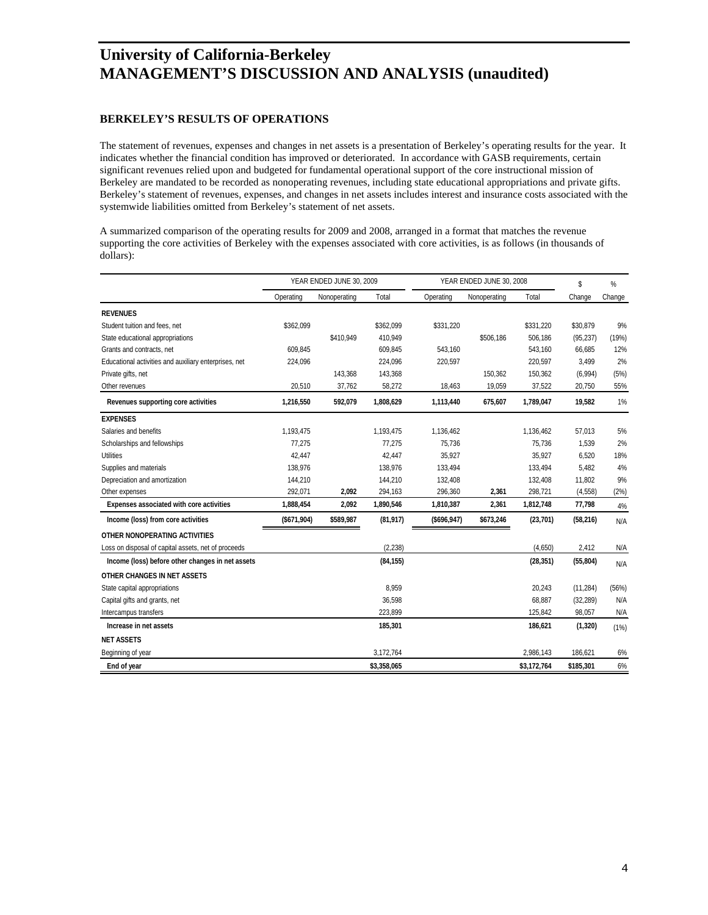# University of California-Berkeley
# MANAGEMENT'S DISCUSSION AND ANALYSIS (unaudited)

### BERKELEY'S RESULTS OF OPERATIONS

The statement of revenues, expenses and changes in net assets is a presentation of Berkeley's operating results for the year. It indicates whether the financial condition has improved or deteriorated. In accordance with GASB requirements, certain significant revenues relied upon and budgeted for fundamental operational support of the core instructional mission of Berkeley are mandated to be recorded as nonoperating revenues, including state educational appropriations and private gifts. Berkeley's statement of revenues, expenses, and changes in net assets includes interest and insurance costs associated with the systemwide liabilities omitted from Berkeley's statement of net assets.

A summarized comparison of the operating results for 2009 and 2008, arranged in a format that matches the revenue supporting the core activities of Berkeley with the expenses associated with core activities, is as follows (in thousands of dollars):

| | YEAR ENDED JUNE 30, 2009 | | | YEAR ENDED JUNE 30, 2008 | | | $ | % |
|---|---|---|---|---|---|---|---|---|
| | Operating | Nonoperating | Total | Operating | Nonoperating | Total | Change | Change |
| **REVENUES** | | | | | | | | |
| Student tuition and fees, net | $362,099 | | $362,099 | $331,220 | | $331,220 | $30,879 | 9% |
| State educational appropriations | | $410,949 | 410,949 | | $506,186 | 506,186 | (95,237) | (19%) |
| Grants and contracts, net | 609,845 | | 609,845 | 543,160 | | 543,160 | 66,685 | 12% |
| Educational activities and auxiliary enterprises, net | 224,096 | | 224,096 | 220,597 | | 220,597 | 3,499 | 2% |
| Private gifts, net | | 143,368 | 143,368 | | 150,362 | 150,362 | (6,994) | (5%) |
| Other revenues | 20,510 | 37,762 | 58,272 | 18,463 | 19,059 | 37,522 | 20,750 | 55% |
| **Revenues supporting core activities** | **1,216,550** | **592,079** | **1,808,629** | **1,113,440** | **675,607** | **1,789,047** | **19,582** | 1% |
| **EXPENSES** | | | | | | | | |
| Salaries and benefits | 1,193,475 | | 1,193,475 | 1,136,462 | | 1,136,462 | 57,013 | 5% |
| Scholarships and fellowships | 77,275 | | 77,275 | 75,736 | | 75,736 | 1,539 | 2% |
| Utilities | 42,447 | | 42,447 | 35,927 | | 35,927 | 6,520 | 18% |
| Supplies and materials | 138,976 | | 138,976 | 133,494 | | 133,494 | 5,482 | 4% |
| Depreciation and amortization | 144,210 | | 144,210 | 132,408 | | 132,408 | 11,802 | 9% |
| Other expenses | 292,071 | **2,092** | 294,163 | 296,360 | **2,361** | 298,721 | (4,558) | (2%) |
| **Expenses associated with core activities** | **1,888,454** | **2,092** | **1,890,546** | **1,810,387** | **2,361** | **1,812,748** | **77,798** | 4% |
| **Income (loss) from core activities** | **($671,904)** | **$589,987** | **(81,917)** | **($696,947)** | **$673,246** | **(23,701)** | **(58,216)** | N/A |
| **OTHER NONOPERATING ACTIVITIES** | | | | | | | | |
| Loss on disposal of capital assets, net of proceeds | | | (2,238) | | | (4,650) | 2,412 | N/A |
| **Income (loss) before other changes in net assets** | | | **(84,155)** | | | **(28,351)** | **(55,804)** | N/A |
| **OTHER CHANGES IN NET ASSETS** | | | | | | | | |
| State capital appropriations | | | 8,959 | | | 20,243 | (11,284) | (56%) |
| Capital gifts and grants, net | | | 36,598 | | | 68,887 | (32,289) | N/A |
| Intercampus transfers | | | 223,899 | | | 125,842 | 98,057 | N/A |
| **Increase in net assets** | | | **185,301** | | | **186,621** | **(1,320)** | (1%) |
| **NET ASSETS** | | | | | | | | |
| Beginning of year | | | 3,172,764 | | | 2,986,143 | 186,621 | 6% |
| **End of year** | | | **$3,358,065** | | | **$3,172,764** | **$185,301** | 6% |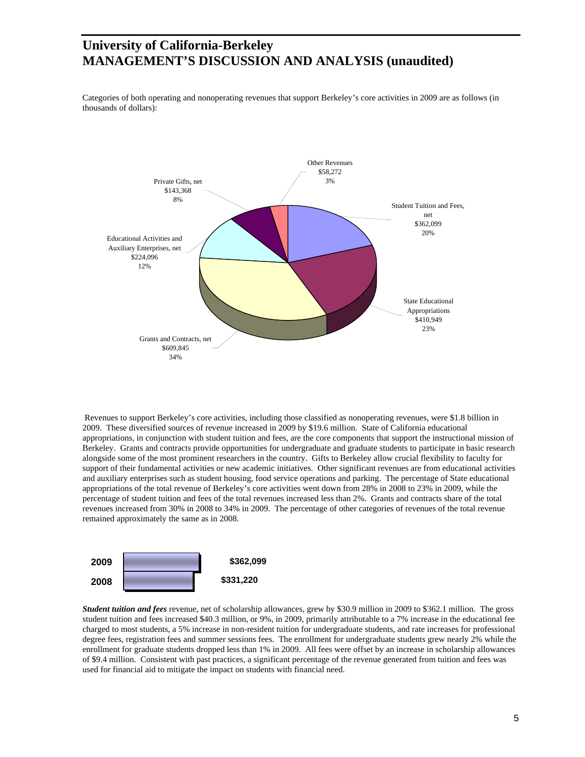# University of California-Berkeley
# MANAGEMENT'S DISCUSSION AND ANALYSIS (unaudited)

Categories of both operating and nonoperating revenues that support Berkeley's core activities in 2009 are as follows (in thousands of dollars):

| Category | Amount | Percentage |
|---|---|---|
| Student Tuition and Fees, net | $362,099 | 20% |
| State Educational Appropriations | $410,949 | 23% |
| Grants and Contracts, net | $609,845 | 34% |
| Educational Activities and Auxiliary Enterprises, net | $224,096 | 12% |
| Private Gifts, net | $143,368 | 8% |
| Other Revenues | $58,272 | 3% |

Revenues to support Berkeley's core activities, including those classified as nonoperating revenues, were $1.8 billion in 2009. These diversified sources of revenue increased in 2009 by $19.6 million. State of California educational appropriations, in conjunction with student tuition and fees, are the core components that support the instructional mission of Berkeley. Grants and contracts provide opportunities for undergraduate and graduate students to participate in basic research alongside some of the most prominent researchers in the country. Gifts to Berkeley allow crucial flexibility to faculty for support of their fundamental activities or new academic initiatives. Other significant revenues are from educational activities and auxiliary enterprises such as student housing, food service operations and parking. The percentage of State educational appropriations of the total revenue of Berkeley's core activities went down from 28% in 2008 to 23% in 2009, while the percentage of student tuition and fees of the total revenues increased less than 2%. Grants and contracts share of the total revenues increased from 30% in 2008 to 34% in 2009. The percentage of other categories of revenues of the total revenue remained approximately the same as in 2008.

| Year | Amount |
|---|---|
| 2009 | $362,099 |
| 2008 | $331,220 |

***Student tuition and fees*** revenue, net of scholarship allowances, grew by $30.9 million in 2009 to $362.1 million. The gross student tuition and fees increased $40.3 million, or 9%, in 2009, primarily attributable to a 7% increase in the educational fee charged to most students, a 5% increase in non-resident tuition for undergraduate students, and rate increases for professional degree fees, registration fees and summer sessions fees. The enrollment for undergraduate students grew nearly 2% while the enrollment for graduate students dropped less than 1% in 2009. All fees were offset by an increase in scholarship allowances of $9.4 million. Consistent with past practices, a significant percentage of the revenue generated from tuition and fees was used for financial aid to mitigate the impact on students with financial need.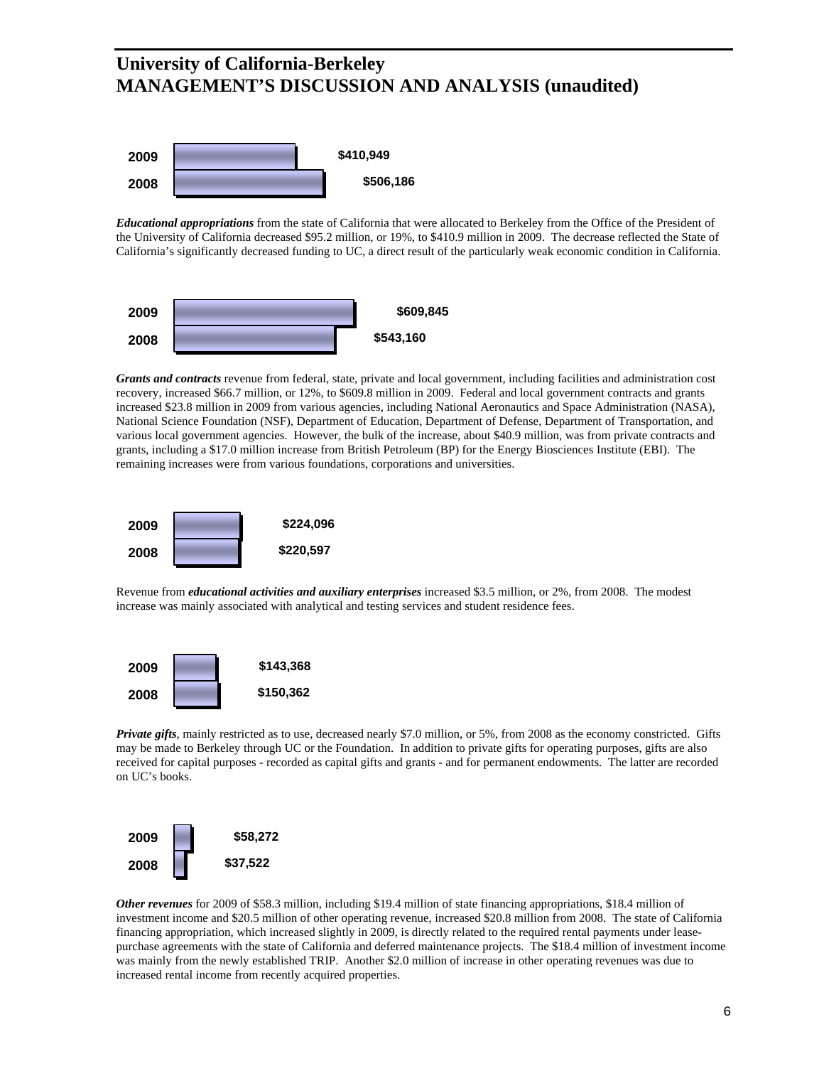# University of California-Berkeley
# MANAGEMENT'S DISCUSSION AND ANALYSIS (unaudited)

| Year | Amount |
|---|---|
| 2009 | $410,949 |
| 2008 | $506,186 |

***Educational appropriations*** from the state of California that were allocated to Berkeley from the Office of the President of the University of California decreased $95.2 million, or 19%, to $410.9 million in 2009. The decrease reflected the State of California's significantly decreased funding to UC, a direct result of the particularly weak economic condition in California.

| Year | Amount |
|---|---|
| 2009 | $609,845 |
| 2008 | $543,160 |

***Grants and contracts*** revenue from federal, state, private and local government, including facilities and administration cost recovery, increased $66.7 million, or 12%, to $609.8 million in 2009. Federal and local government contracts and grants increased $23.8 million in 2009 from various agencies, including National Aeronautics and Space Administration (NASA), National Science Foundation (NSF), Department of Education, Department of Defense, Department of Transportation, and various local government agencies. However, the bulk of the increase, about $40.9 million, was from private contracts and grants, including a $17.0 million increase from British Petroleum (BP) for the Energy Biosciences Institute (EBI). The remaining increases were from various foundations, corporations and universities.

| Year | Amount |
|---|---|
| 2009 | $224,096 |
| 2008 | $220,597 |

Revenue from ***educational activities and auxiliary enterprises*** increased $3.5 million, or 2%, from 2008. The modest increase was mainly associated with analytical and testing services and student residence fees.

| Year | Amount |
|---|---|
| 2009 | $143,368 |
| 2008 | $150,362 |

***Private gifts***, mainly restricted as to use, decreased nearly $7.0 million, or 5%, from 2008 as the economy constricted. Gifts may be made to Berkeley through UC or the Foundation. In addition to private gifts for operating purposes, gifts are also received for capital purposes - recorded as capital gifts and grants - and for permanent endowments. The latter are recorded on UC's books.

| Year | Amount |
|---|---|
| 2009 | $58,272 |
| 2008 | $37,522 |

***Other revenues*** for 2009 of $58.3 million, including $19.4 million of state financing appropriations, $18.4 million of investment income and $20.5 million of other operating revenue, increased $20.8 million from 2008. The state of California financing appropriation, which increased slightly in 2009, is directly related to the required rental payments under lease-purchase agreements with the state of California and deferred maintenance projects. The $18.4 million of investment income was mainly from the newly established TRIP. Another $2.0 million of increase in other operating revenues was due to increased rental income from recently acquired properties.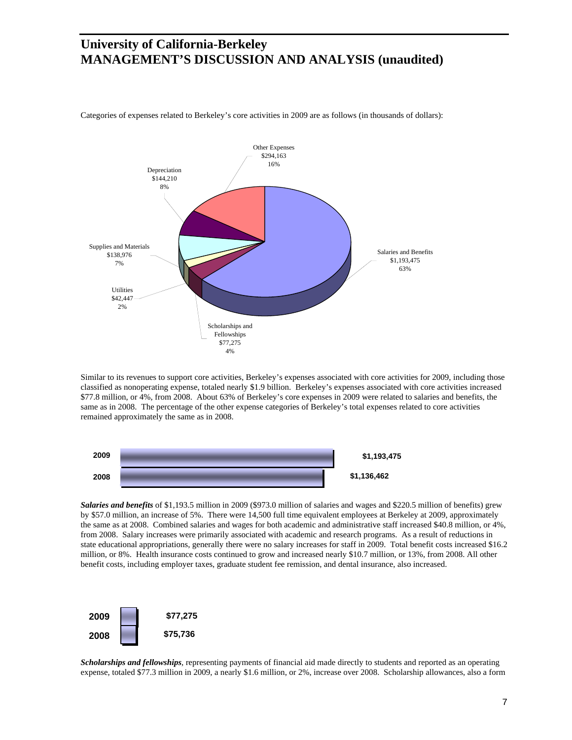# University of California-Berkeley
# MANAGEMENT'S DISCUSSION AND ANALYSIS (unaudited)

Categories of expenses related to Berkeley's core activities in 2009 are as follows (in thousands of dollars):

| Category | Amount | Percent |
|---|---|---|
| Salaries and Benefits | $1,193,475 | 63% |
| Scholarships and Fellowships | $77,275 | 4% |
| Utilities | $42,447 | 2% |
| Supplies and Materials | $138,976 | 7% |
| Depreciation | $144,210 | 8% |
| Other Expenses | $294,163 | 16% |

Similar to its revenues to support core activities, Berkeley's expenses associated with core activities for 2009, including those classified as nonoperating expense, totaled nearly $1.9 billion. Berkeley's expenses associated with core activities increased $77.8 million, or 4%, from 2008. About 63% of Berkeley's core expenses in 2009 were related to salaries and benefits, the same as in 2008. The percentage of the other expense categories of Berkeley's total expenses related to core activities remained approximately the same as in 2008.

| Year | Amount |
|---|---|
| 2009 | $1,193,475 |
| 2008 | $1,136,462 |

***Salaries and benefits*** of $1,193.5 million in 2009 ($973.0 million of salaries and wages and $220.5 million of benefits) grew by $57.0 million, an increase of 5%. There were 14,500 full time equivalent employees at Berkeley at 2009, approximately the same as at 2008. Combined salaries and wages for both academic and administrative staff increased $40.8 million, or 4%, from 2008. Salary increases were primarily associated with academic and research programs. As a result of reductions in state educational appropriations, generally there were no salary increases for staff in 2009. Total benefit costs increased $16.2 million, or 8%. Health insurance costs continued to grow and increased nearly $10.7 million, or 13%, from 2008. All other benefit costs, including employer taxes, graduate student fee remission, and dental insurance, also increased.

| Year | Amount |
|---|---|
| 2009 | $77,275 |
| 2008 | $75,736 |

***Scholarships and fellowships***, representing payments of financial aid made directly to students and reported as an operating expense, totaled $77.3 million in 2009, a nearly $1.6 million, or 2%, increase over 2008. Scholarship allowances, also a form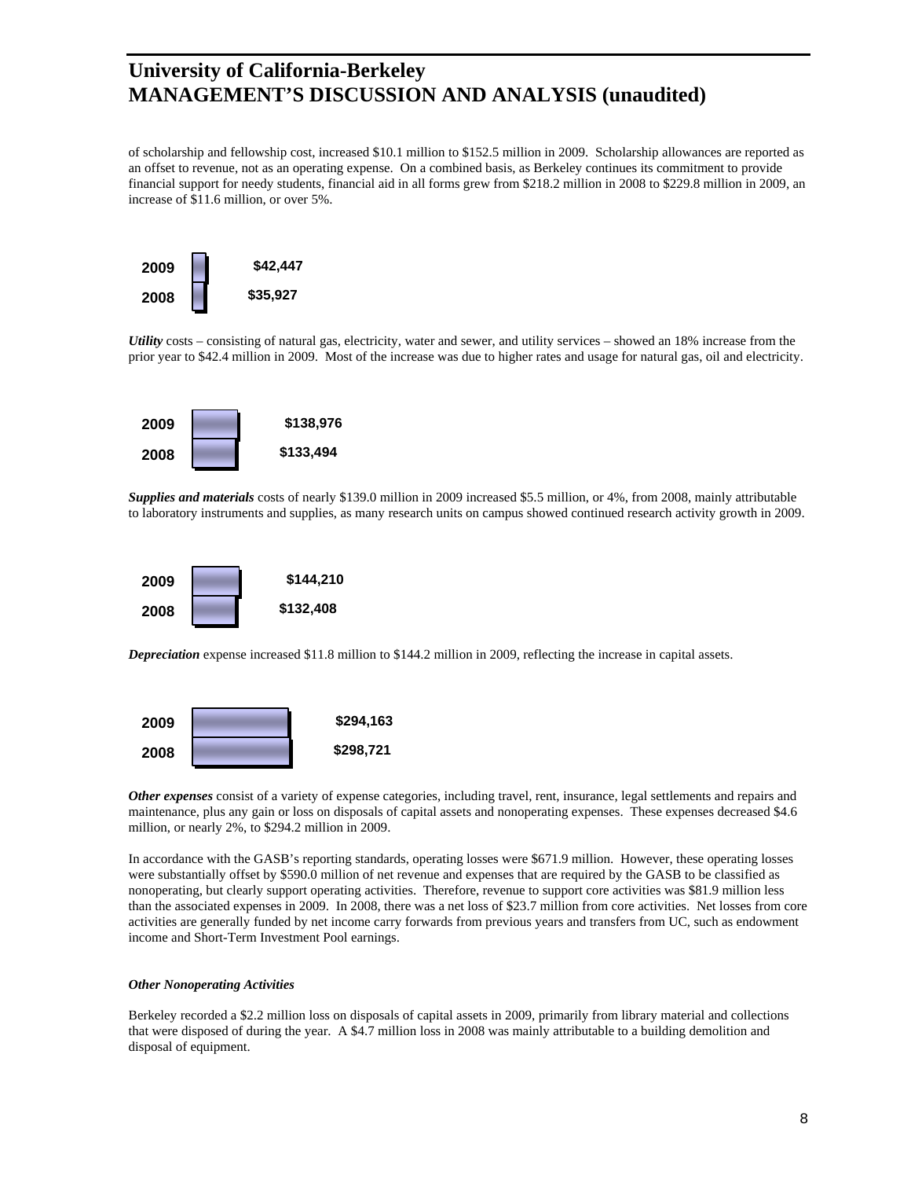# University of California-Berkeley
# MANAGEMENT'S DISCUSSION AND ANALYSIS (unaudited)

of scholarship and fellowship cost, increased $10.1 million to $152.5 million in 2009. Scholarship allowances are reported as an offset to revenue, not as an operating expense. On a combined basis, as Berkeley continues its commitment to provide financial support for needy students, financial aid in all forms grew from $218.2 million in 2008 to $229.8 million in 2009, an increase of $11.6 million, or over 5%.

| | |
|---|---|
| 2009 | $42,447 |
| 2008 | $35,927 |

***Utility*** costs – consisting of natural gas, electricity, water and sewer, and utility services – showed an 18% increase from the prior year to $42.4 million in 2009. Most of the increase was due to higher rates and usage for natural gas, oil and electricity.

| | |
|---|---|
| 2009 | $138,976 |
| 2008 | $133,494 |

***Supplies and materials*** costs of nearly $139.0 million in 2009 increased $5.5 million, or 4%, from 2008, mainly attributable to laboratory instruments and supplies, as many research units on campus showed continued research activity growth in 2009.

| | |
|---|---|
| 2009 | $144,210 |
| 2008 | $132,408 |

***Depreciation*** expense increased $11.8 million to $144.2 million in 2009, reflecting the increase in capital assets.

| | |
|---|---|
| 2009 | $294,163 |
| 2008 | $298,721 |

***Other expenses*** consist of a variety of expense categories, including travel, rent, insurance, legal settlements and repairs and maintenance, plus any gain or loss on disposals of capital assets and nonoperating expenses. These expenses decreased $4.6 million, or nearly 2%, to $294.2 million in 2009.

In accordance with the GASB's reporting standards, operating losses were $671.9 million. However, these operating losses were substantially offset by $590.0 million of net revenue and expenses that are required by the GASB to be classified as nonoperating, but clearly support operating activities. Therefore, revenue to support core activities was $81.9 million less than the associated expenses in 2009. In 2008, there was a net loss of $23.7 million from core activities. Net losses from core activities are generally funded by net income carry forwards from previous years and transfers from UC, such as endowment income and Short-Term Investment Pool earnings.

***Other Nonoperating Activities***

Berkeley recorded a $2.2 million loss on disposals of capital assets in 2009, primarily from library material and collections that were disposed of during the year. A $4.7 million loss in 2008 was mainly attributable to a building demolition and disposal of equipment.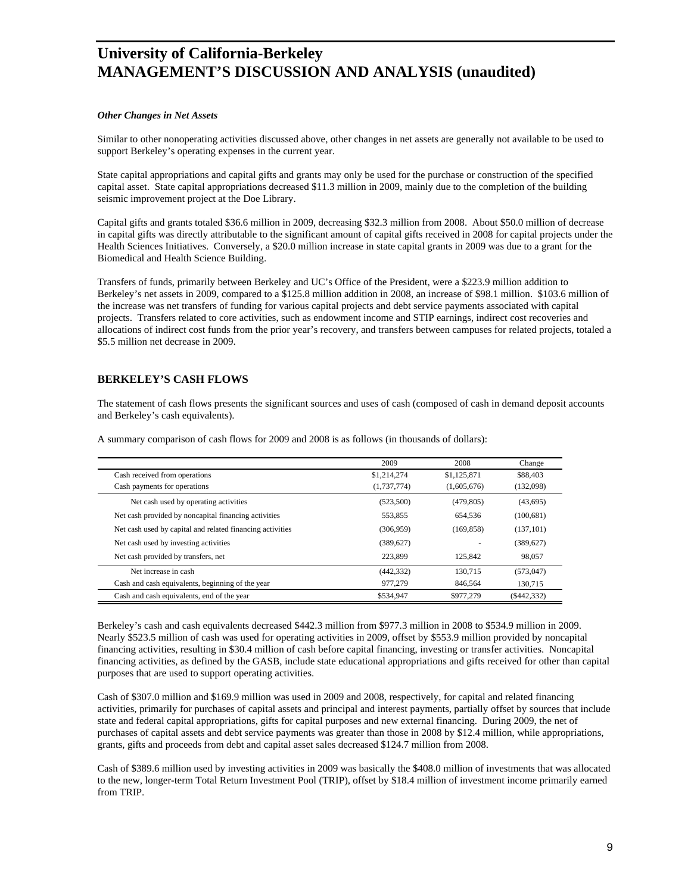# University of California-Berkeley
# MANAGEMENT'S DISCUSSION AND ANALYSIS (unaudited)

*Other Changes in Net Assets*

Similar to other nonoperating activities discussed above, other changes in net assets are generally not available to be used to support Berkeley's operating expenses in the current year.

State capital appropriations and capital gifts and grants may only be used for the purchase or construction of the specified capital asset. State capital appropriations decreased $11.3 million in 2009, mainly due to the completion of the building seismic improvement project at the Doe Library.

Capital gifts and grants totaled $36.6 million in 2009, decreasing $32.3 million from 2008. About $50.0 million of decrease in capital gifts was directly attributable to the significant amount of capital gifts received in 2008 for capital projects under the Health Sciences Initiatives. Conversely, a $20.0 million increase in state capital grants in 2009 was due to a grant for the Biomedical and Health Science Building.

Transfers of funds, primarily between Berkeley and UC's Office of the President, were a $223.9 million addition to Berkeley's net assets in 2009, compared to a $125.8 million addition in 2008, an increase of $98.1 million. $103.6 million of the increase was net transfers of funding for various capital projects and debt service payments associated with capital projects. Transfers related to core activities, such as endowment income and STIP earnings, indirect cost recoveries and allocations of indirect cost funds from the prior year's recovery, and transfers between campuses for related projects, totaled a $5.5 million net decrease in 2009.

## BERKELEY'S CASH FLOWS

The statement of cash flows presents the significant sources and uses of cash (composed of cash in demand deposit accounts and Berkeley's cash equivalents).

A summary comparison of cash flows for 2009 and 2008 is as follows (in thousands of dollars):

| | 2009 | 2008 | Change |
|---|---|---|---|
| Cash received from operations | $1,214,274 | $1,125,871 | $88,403 |
| Cash payments for operations | (1,737,774) | (1,605,676) | (132,098) |
| Net cash used by operating activities | (523,500) | (479,805) | (43,695) |
| Net cash provided by noncapital financing activities | 553,855 | 654,536 | (100,681) |
| Net cash used by capital and related financing activities | (306,959) | (169,858) | (137,101) |
| Net cash used by investing activities | (389,627) | - | (389,627) |
| Net cash provided by transfers, net | 223,899 | 125,842 | 98,057 |
| Net increase in cash | (442,332) | 130,715 | (573,047) |
| Cash and cash equivalents, beginning of the year | 977,279 | 846,564 | 130,715 |
| Cash and cash equivalents, end of the year | $534,947 | $977,279 | ($442,332) |

Berkeley's cash and cash equivalents decreased $442.3 million from $977.3 million in 2008 to $534.9 million in 2009. Nearly $523.5 million of cash was used for operating activities in 2009, offset by $553.9 million provided by noncapital financing activities, resulting in $30.4 million of cash before capital financing, investing or transfer activities. Noncapital financing activities, as defined by the GASB, include state educational appropriations and gifts received for other than capital purposes that are used to support operating activities.

Cash of $307.0 million and $169.9 million was used in 2009 and 2008, respectively, for capital and related financing activities, primarily for purchases of capital assets and principal and interest payments, partially offset by sources that include state and federal capital appropriations, gifts for capital purposes and new external financing. During 2009, the net of purchases of capital assets and debt service payments was greater than those in 2008 by $12.4 million, while appropriations, grants, gifts and proceeds from debt and capital asset sales decreased $124.7 million from 2008.

Cash of $389.6 million used by investing activities in 2009 was basically the $408.0 million of investments that was allocated to the new, longer-term Total Return Investment Pool (TRIP), offset by $18.4 million of investment income primarily earned from TRIP.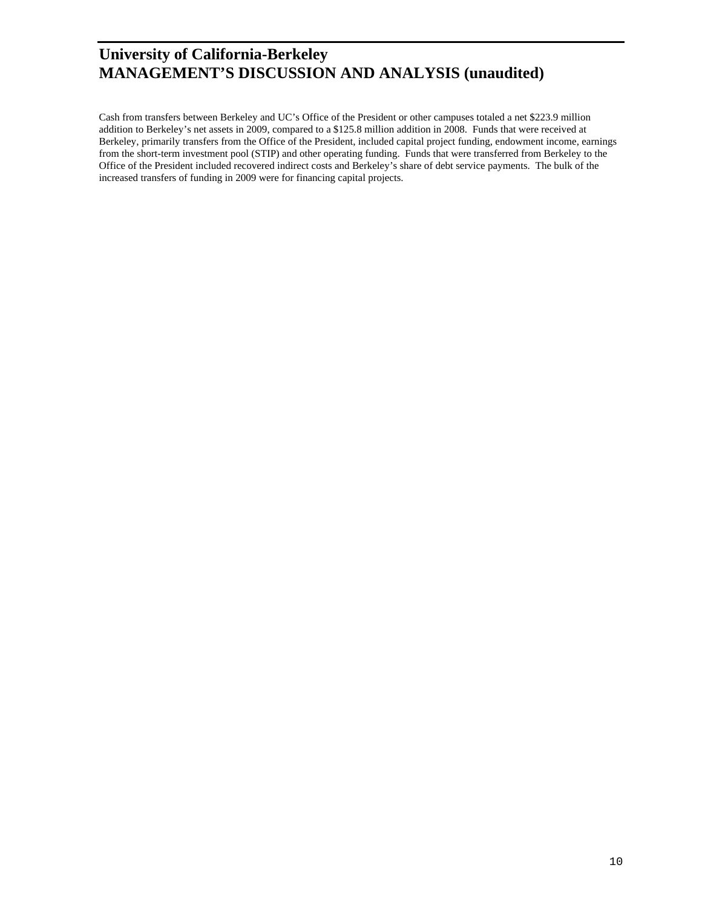Cash from transfers between Berkeley and UC's Office of the President or other campuses totaled a net $223.9 million addition to Berkeley's net assets in 2009, compared to a $125.8 million addition in 2008. Funds that were received at Berkeley, primarily transfers from the Office of the President, included capital project funding, endowment income, earnings from the short-term investment pool (STIP) and other operating funding. Funds that were transferred from Berkeley to the Office of the President included recovered indirect costs and Berkeley's share of debt service payments. The bulk of the increased transfers of funding in 2009 were for financing capital projects.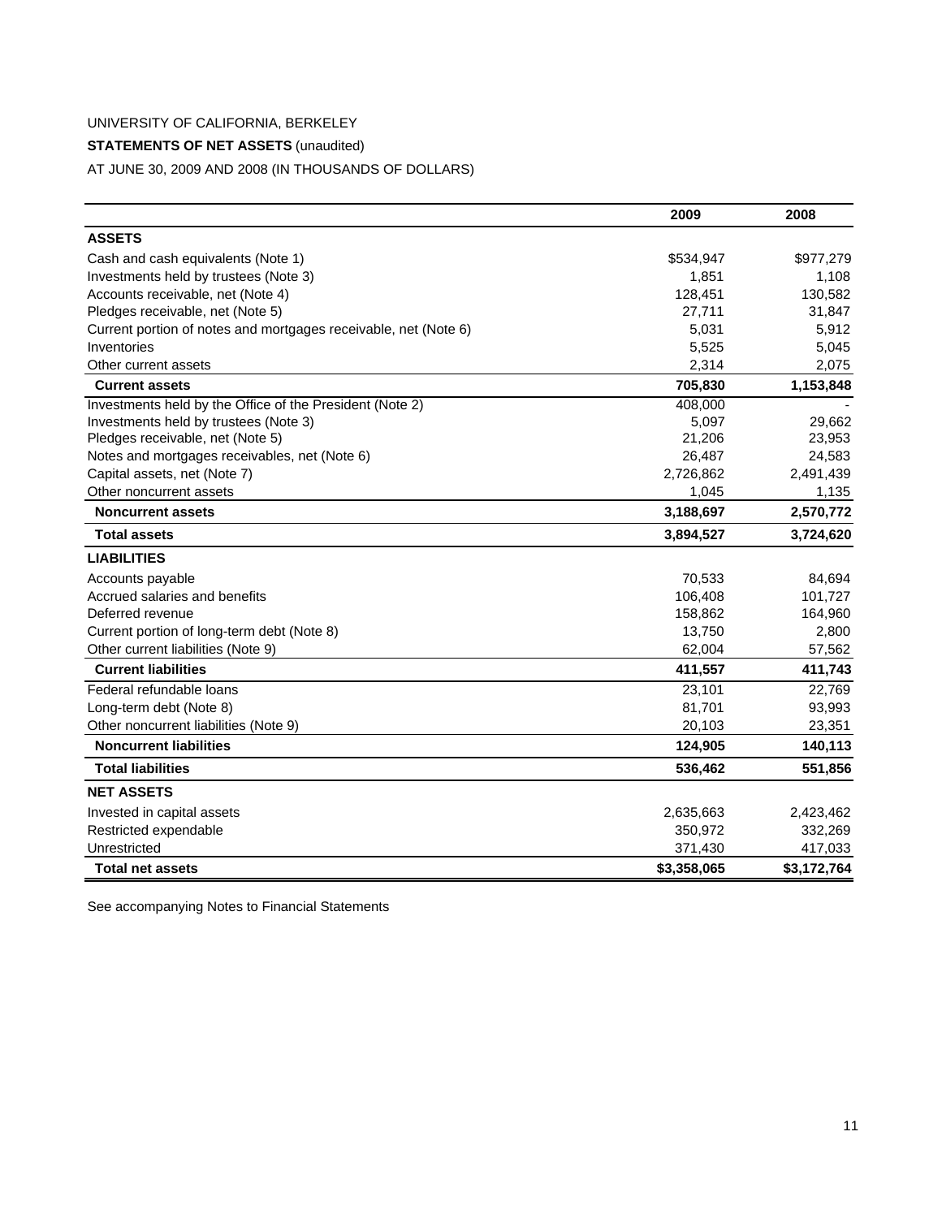UNIVERSITY OF CALIFORNIA, BERKELEY

**STATEMENTS OF NET ASSETS** (unaudited)

AT JUNE 30, 2009 AND 2008 (IN THOUSANDS OF DOLLARS)

| | 2009 | 2008 |
|---|---|---|
| **ASSETS** | | |
| Cash and cash equivalents (Note 1) | $534,947 | $977,279 |
| Investments held by trustees (Note 3) | 1,851 | 1,108 |
| Accounts receivable, net (Note 4) | 128,451 | 130,582 |
| Pledges receivable, net (Note 5) | 27,711 | 31,847 |
| Current portion of notes and mortgages receivable, net (Note 6) | 5,031 | 5,912 |
| Inventories | 5,525 | 5,045 |
| Other current assets | 2,314 | 2,075 |
| **Current assets** | **705,830** | **1,153,848** |
| Investments held by the Office of the President (Note 2) | 408,000 | - |
| Investments held by trustees (Note 3) | 5,097 | 29,662 |
| Pledges receivable, net (Note 5) | 21,206 | 23,953 |
| Notes and mortgages receivables, net (Note 6) | 26,487 | 24,583 |
| Capital assets, net (Note 7) | 2,726,862 | 2,491,439 |
| Other noncurrent assets | 1,045 | 1,135 |
| **Noncurrent assets** | **3,188,697** | **2,570,772** |
| **Total assets** | **3,894,527** | **3,724,620** |
| **LIABILITIES** | | |
| Accounts payable | 70,533 | 84,694 |
| Accrued salaries and benefits | 106,408 | 101,727 |
| Deferred revenue | 158,862 | 164,960 |
| Current portion of long-term debt (Note 8) | 13,750 | 2,800 |
| Other current liabilities (Note 9) | 62,004 | 57,562 |
| **Current liabilities** | **411,557** | **411,743** |
| Federal refundable loans | 23,101 | 22,769 |
| Long-term debt (Note 8) | 81,701 | 93,993 |
| Other noncurrent liabilities (Note 9) | 20,103 | 23,351 |
| **Noncurrent liabilities** | **124,905** | **140,113** |
| **Total liabilities** | **536,462** | **551,856** |
| **NET ASSETS** | | |
| Invested in capital assets | 2,635,663 | 2,423,462 |
| Restricted expendable | 350,972 | 332,269 |
| Unrestricted | 371,430 | 417,033 |
| **Total net assets** | **$3,358,065** | **$3,172,764** |

See accompanying Notes to Financial Statements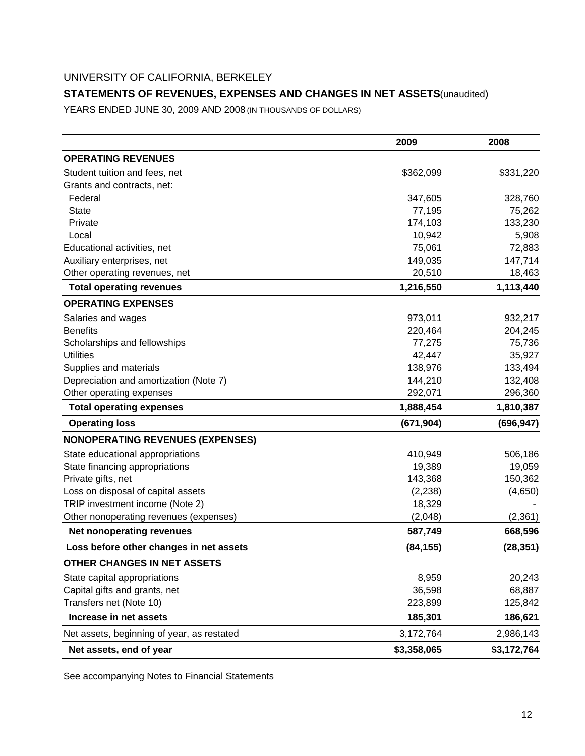UNIVERSITY OF CALIFORNIA, BERKELEY

## STATEMENTS OF REVENUES, EXPENSES AND CHANGES IN NET ASSETS (unaudited)

YEARS ENDED JUNE 30, 2009 AND 2008 (IN THOUSANDS OF DOLLARS)

| | 2009 | 2008 |
|---|---|---|
| **OPERATING REVENUES** | | |
| Student tuition and fees, net | $362,099 | $331,220 |
| Grants and contracts, net: | | |
| Federal | 347,605 | 328,760 |
| State | 77,195 | 75,262 |
| Private | 174,103 | 133,230 |
| Local | 10,942 | 5,908 |
| Educational activities, net | 75,061 | 72,883 |
| Auxiliary enterprises, net | 149,035 | 147,714 |
| Other operating revenues, net | 20,510 | 18,463 |
| **Total operating revenues** | **1,216,550** | **1,113,440** |
| **OPERATING EXPENSES** | | |
| Salaries and wages | 973,011 | 932,217 |
| Benefits | 220,464 | 204,245 |
| Scholarships and fellowships | 77,275 | 75,736 |
| Utilities | 42,447 | 35,927 |
| Supplies and materials | 138,976 | 133,494 |
| Depreciation and amortization (Note 7) | 144,210 | 132,408 |
| Other operating expenses | 292,071 | 296,360 |
| **Total operating expenses** | **1,888,454** | **1,810,387** |
| **Operating loss** | **(671,904)** | **(696,947)** |
| **NONOPERATING REVENUES (EXPENSES)** | | |
| State educational appropriations | 410,949 | 506,186 |
| State financing appropriations | 19,389 | 19,059 |
| Private gifts, net | 143,368 | 150,362 |
| Loss on disposal of capital assets | (2,238) | (4,650) |
| TRIP investment income (Note 2) | 18,329 | - |
| Other nonoperating revenues (expenses) | (2,048) | (2,361) |
| **Net nonoperating revenues** | **587,749** | **668,596** |
| **Loss before other changes in net assets** | **(84,155)** | **(28,351)** |
| **OTHER CHANGES IN NET ASSETS** | | |
| State capital appropriations | 8,959 | 20,243 |
| Capital gifts and grants, net | 36,598 | 68,887 |
| Transfers net (Note 10) | 223,899 | 125,842 |
| **Increase in net assets** | **185,301** | **186,621** |
| Net assets, beginning of year, as restated | 3,172,764 | 2,986,143 |
| **Net assets, end of year** | **$3,358,065** | **$3,172,764** |

See accompanying Notes to Financial Statements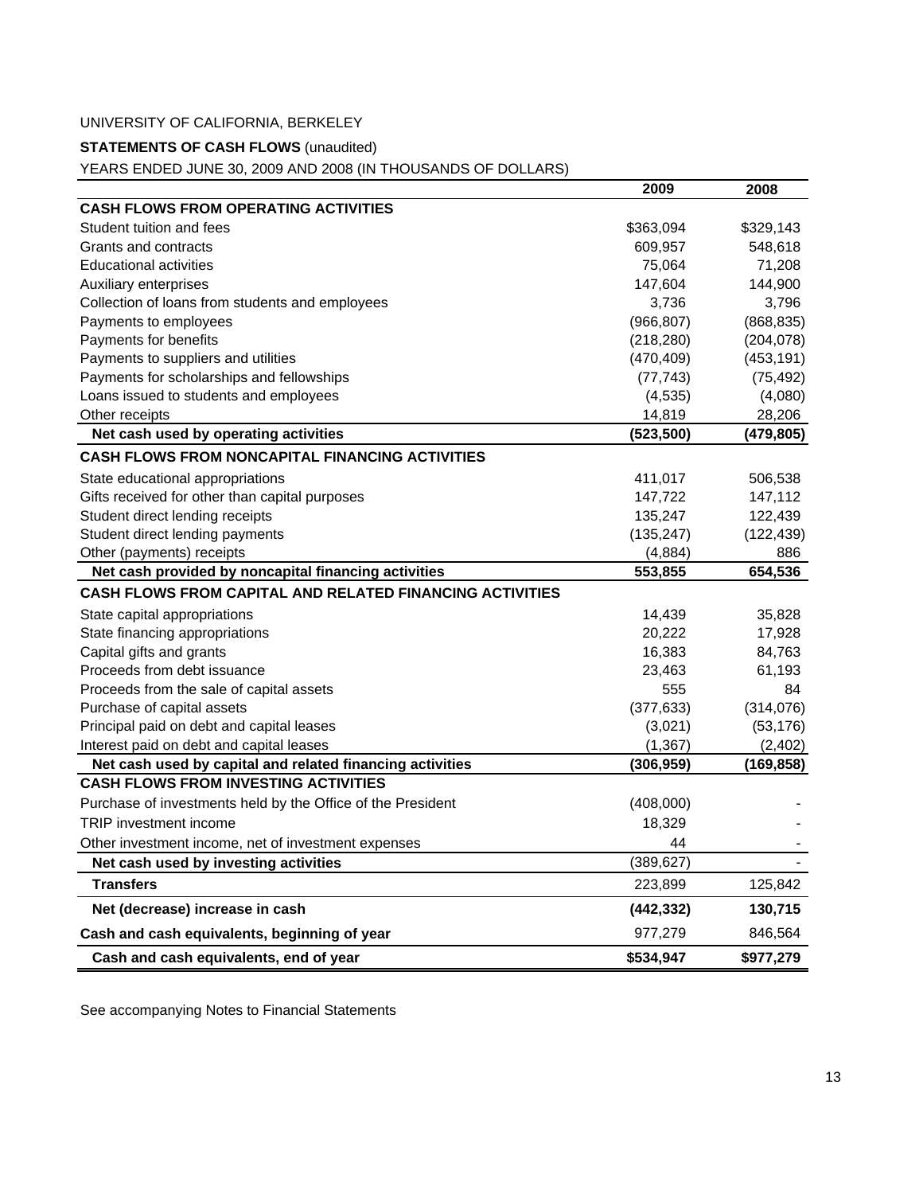UNIVERSITY OF CALIFORNIA, BERKELEY

**STATEMENTS OF CASH FLOWS** (unaudited)

YEARS ENDED JUNE 30, 2009 AND 2008 (IN THOUSANDS OF DOLLARS)

| | 2009 | 2008 |
|---|---|---|
| **CASH FLOWS FROM OPERATING ACTIVITIES** | | |
| Student tuition and fees | $363,094 | $329,143 |
| Grants and contracts | 609,957 | 548,618 |
| Educational activities | 75,064 | 71,208 |
| Auxiliary enterprises | 147,604 | 144,900 |
| Collection of loans from students and employees | 3,736 | 3,796 |
| Payments to employees | (966,807) | (868,835) |
| Payments for benefits | (218,280) | (204,078) |
| Payments to suppliers and utilities | (470,409) | (453,191) |
| Payments for scholarships and fellowships | (77,743) | (75,492) |
| Loans issued to students and employees | (4,535) | (4,080) |
| Other receipts | 14,819 | 28,206 |
| **Net cash used by operating activities** | **(523,500)** | **(479,805)** |
| **CASH FLOWS FROM NONCAPITAL FINANCING ACTIVITIES** | | |
| State educational appropriations | 411,017 | 506,538 |
| Gifts received for other than capital purposes | 147,722 | 147,112 |
| Student direct lending receipts | 135,247 | 122,439 |
| Student direct lending payments | (135,247) | (122,439) |
| Other (payments) receipts | (4,884) | 886 |
| **Net cash provided by noncapital financing activities** | **553,855** | **654,536** |
| **CASH FLOWS FROM CAPITAL AND RELATED FINANCING ACTIVITIES** | | |
| State capital appropriations | 14,439 | 35,828 |
| State financing appropriations | 20,222 | 17,928 |
| Capital gifts and grants | 16,383 | 84,763 |
| Proceeds from debt issuance | 23,463 | 61,193 |
| Proceeds from the sale of capital assets | 555 | 84 |
| Purchase of capital assets | (377,633) | (314,076) |
| Principal paid on debt and capital leases | (3,021) | (53,176) |
| Interest paid on debt and capital leases | (1,367) | (2,402) |
| **Net cash used by capital and related financing activities** | **(306,959)** | **(169,858)** |
| **CASH FLOWS FROM INVESTING ACTIVITIES** | | |
| Purchase of investments held by the Office of the President | (408,000) | - |
| TRIP investment income | 18,329 | - |
| Other investment income, net of investment expenses | 44 | - |
| **Net cash used by investing activities** | (389,627) | - |
| **Transfers** | 223,899 | 125,842 |
| **Net (decrease) increase in cash** | **(442,332)** | **130,715** |
| **Cash and cash equivalents, beginning of year** | 977,279 | 846,564 |
| **Cash and cash equivalents, end of year** | **$534,947** | **$977,279** |

See accompanying Notes to Financial Statements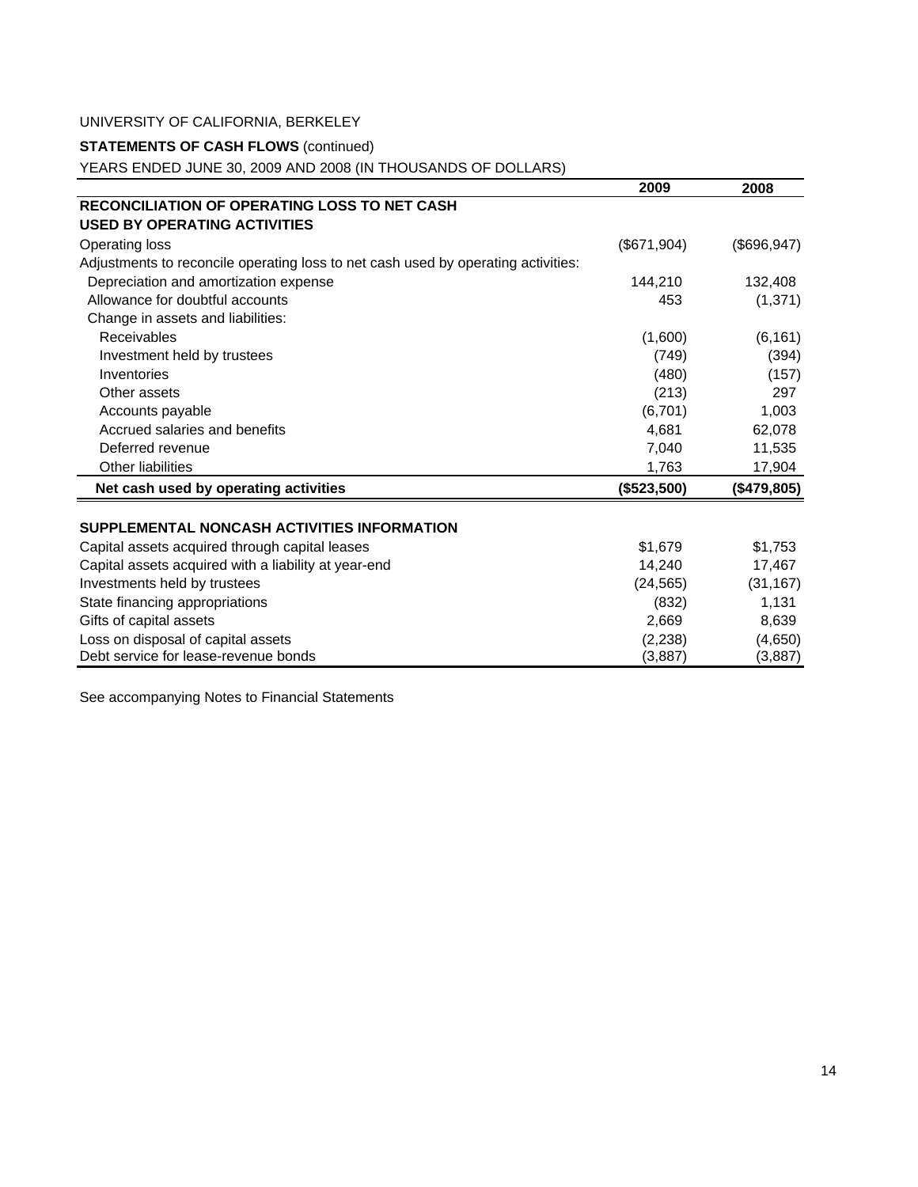UNIVERSITY OF CALIFORNIA, BERKELEY

**STATEMENTS OF CASH FLOWS** (continued)

YEARS ENDED JUNE 30, 2009 AND 2008 (IN THOUSANDS OF DOLLARS)

| | 2009 | 2008 |
|---|---|---|
| **RECONCILIATION OF OPERATING LOSS TO NET CASH USED BY OPERATING ACTIVITIES** | | |
| Operating loss | ($671,904) | ($696,947) |
| Adjustments to reconcile operating loss to net cash used by operating activities: | | |
| Depreciation and amortization expense | 144,210 | 132,408 |
| Allowance for doubtful accounts | 453 | (1,371) |
| Change in assets and liabilities: | | |
| Receivables | (1,600) | (6,161) |
| Investment held by trustees | (749) | (394) |
| Inventories | (480) | (157) |
| Other assets | (213) | 297 |
| Accounts payable | (6,701) | 1,003 |
| Accrued salaries and benefits | 4,681 | 62,078 |
| Deferred revenue | 7,040 | 11,535 |
| Other liabilities | 1,763 | 17,904 |
| **Net cash used by operating activities** | **($523,500)** | **($479,805)** |
| | | |
| **SUPPLEMENTAL NONCASH ACTIVITIES INFORMATION** | | |
| Capital assets acquired through capital leases | $1,679 | $1,753 |
| Capital assets acquired with a liability at year-end | 14,240 | 17,467 |
| Investments held by trustees | (24,565) | (31,167) |
| State financing appropriations | (832) | 1,131 |
| Gifts of capital assets | 2,669 | 8,639 |
| Loss on disposal of capital assets | (2,238) | (4,650) |
| Debt service for lease-revenue bonds | (3,887) | (3,887) |

See accompanying Notes to Financial Statements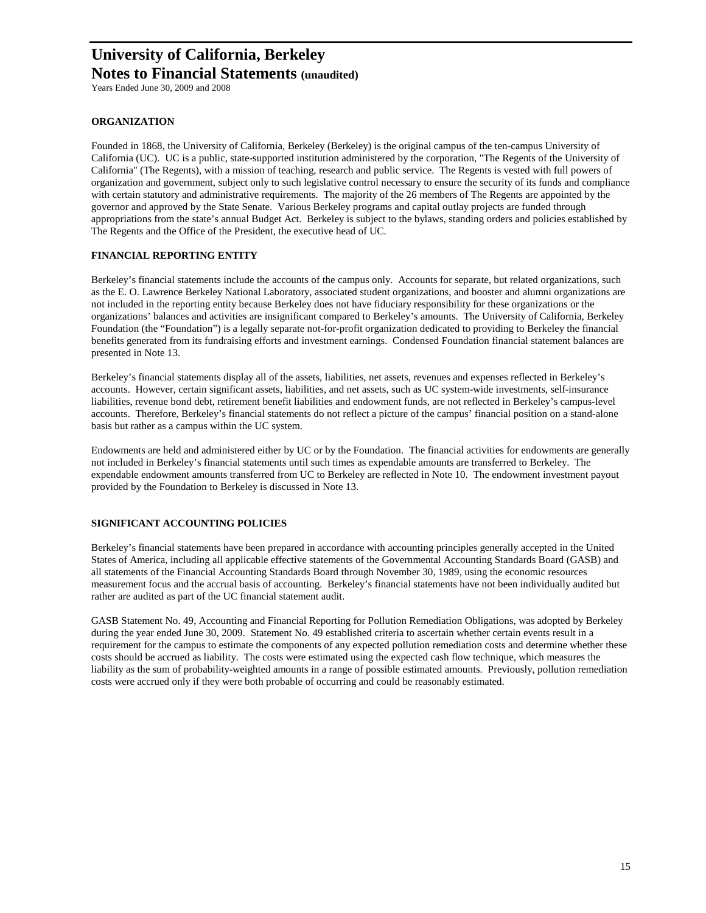# University of California, Berkeley
## Notes to Financial Statements (unaudited)

Years Ended June 30, 2009 and 2008

### ORGANIZATION

Founded in 1868, the University of California, Berkeley (Berkeley) is the original campus of the ten-campus University of California (UC). UC is a public, state-supported institution administered by the corporation, "The Regents of the University of California" (The Regents), with a mission of teaching, research and public service. The Regents is vested with full powers of organization and government, subject only to such legislative control necessary to ensure the security of its funds and compliance with certain statutory and administrative requirements. The majority of the 26 members of The Regents are appointed by the governor and approved by the State Senate. Various Berkeley programs and capital outlay projects are funded through appropriations from the state's annual Budget Act. Berkeley is subject to the bylaws, standing orders and policies established by The Regents and the Office of the President, the executive head of UC.

### FINANCIAL REPORTING ENTITY

Berkeley's financial statements include the accounts of the campus only. Accounts for separate, but related organizations, such as the E. O. Lawrence Berkeley National Laboratory, associated student organizations, and booster and alumni organizations are not included in the reporting entity because Berkeley does not have fiduciary responsibility for these organizations or the organizations' balances and activities are insignificant compared to Berkeley's amounts. The University of California, Berkeley Foundation (the "Foundation") is a legally separate not-for-profit organization dedicated to providing to Berkeley the financial benefits generated from its fundraising efforts and investment earnings. Condensed Foundation financial statement balances are presented in Note 13.

Berkeley's financial statements display all of the assets, liabilities, net assets, revenues and expenses reflected in Berkeley's accounts. However, certain significant assets, liabilities, and net assets, such as UC system-wide investments, self-insurance liabilities, revenue bond debt, retirement benefit liabilities and endowment funds, are not reflected in Berkeley's campus-level accounts. Therefore, Berkeley's financial statements do not reflect a picture of the campus' financial position on a stand-alone basis but rather as a campus within the UC system.

Endowments are held and administered either by UC or by the Foundation. The financial activities for endowments are generally not included in Berkeley's financial statements until such times as expendable amounts are transferred to Berkeley. The expendable endowment amounts transferred from UC to Berkeley are reflected in Note 10. The endowment investment payout provided by the Foundation to Berkeley is discussed in Note 13.

### SIGNIFICANT ACCOUNTING POLICIES

Berkeley's financial statements have been prepared in accordance with accounting principles generally accepted in the United States of America, including all applicable effective statements of the Governmental Accounting Standards Board (GASB) and all statements of the Financial Accounting Standards Board through November 30, 1989, using the economic resources measurement focus and the accrual basis of accounting. Berkeley's financial statements have not been individually audited but rather are audited as part of the UC financial statement audit.

GASB Statement No. 49, Accounting and Financial Reporting for Pollution Remediation Obligations, was adopted by Berkeley during the year ended June 30, 2009. Statement No. 49 established criteria to ascertain whether certain events result in a requirement for the campus to estimate the components of any expected pollution remediation costs and determine whether these costs should be accrued as liability. The costs were estimated using the expected cash flow technique, which measures the liability as the sum of probability-weighted amounts in a range of possible estimated amounts. Previously, pollution remediation costs were accrued only if they were both probable of occurring and could be reasonably estimated.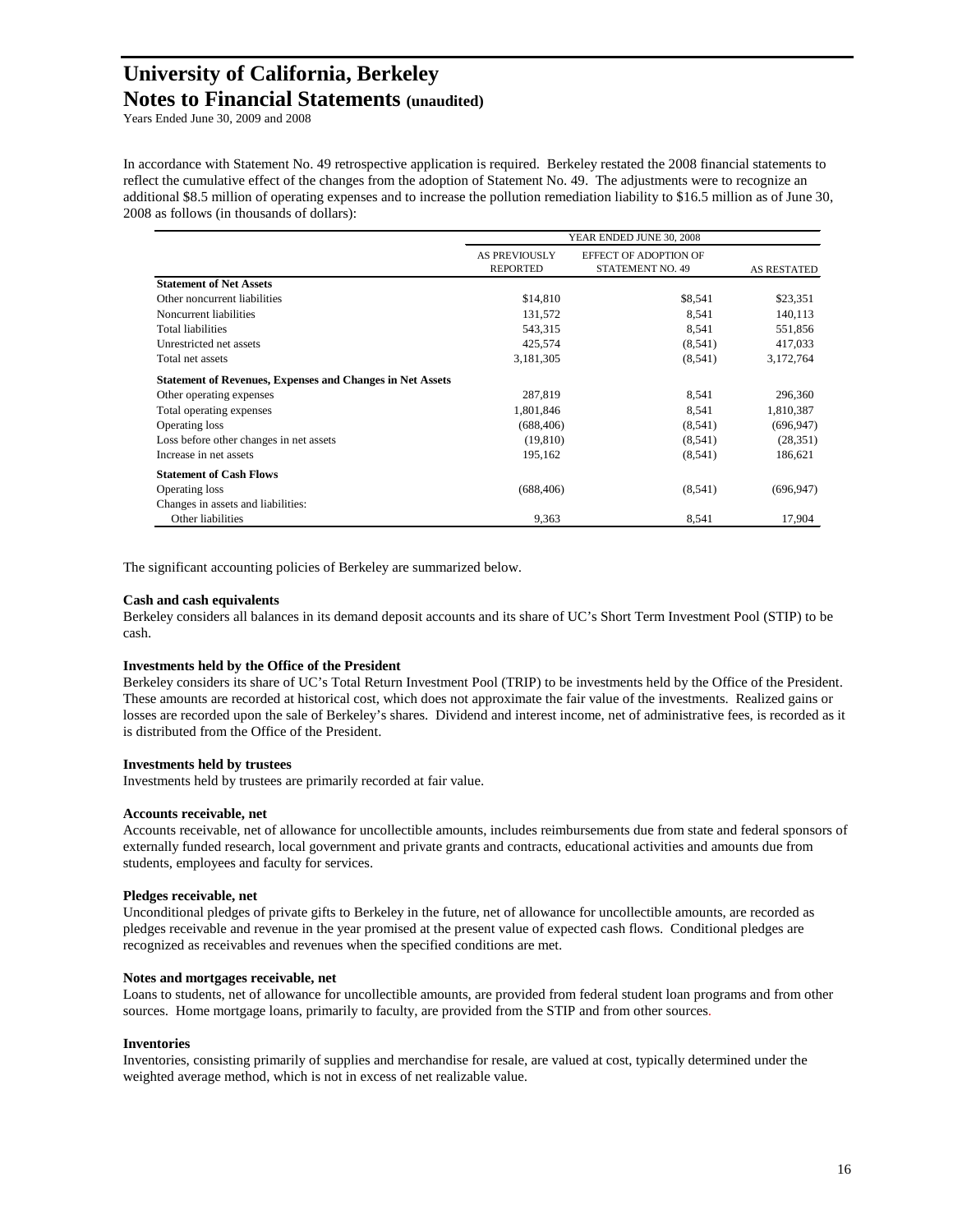In accordance with Statement No. 49 retrospective application is required. Berkeley restated the 2008 financial statements to reflect the cumulative effect of the changes from the adoption of Statement No. 49. The adjustments were to recognize an additional $8.5 million of operating expenses and to increase the pollution remediation liability to $16.5 million as of June 30, 2008 as follows (in thousands of dollars):

| | YEAR ENDED JUNE 30, 2008 | | |
|---|---|---|---|
| | AS PREVIOUSLY REPORTED | EFFECT OF ADOPTION OF STATEMENT NO. 49 | AS RESTATED |
| **Statement of Net Assets** | | | |
| Other noncurrent liabilities | $14,810 | $8,541 | $23,351 |
| Noncurrent liabilities | 131,572 | 8,541 | 140,113 |
| Total liabilities | 543,315 | 8,541 | 551,856 |
| Unrestricted net assets | 425,574 | (8,541) | 417,033 |
| Total net assets | 3,181,305 | (8,541) | 3,172,764 |
| **Statement of Revenues, Expenses and Changes in Net Assets** | | | |
| Other operating expenses | 287,819 | 8,541 | 296,360 |
| Total operating expenses | 1,801,846 | 8,541 | 1,810,387 |
| Operating loss | (688,406) | (8,541) | (696,947) |
| Loss before other changes in net assets | (19,810) | (8,541) | (28,351) |
| Increase in net assets | 195,162 | (8,541) | 186,621 |
| **Statement of Cash Flows** | | | |
| Operating loss | (688,406) | (8,541) | (696,947) |
| Changes in assets and liabilities: | | | |
| Other liabilities | 9,363 | 8,541 | 17,904 |

The significant accounting policies of Berkeley are summarized below.

**Cash and cash equivalents**

Berkeley considers all balances in its demand deposit accounts and its share of UC's Short Term Investment Pool (STIP) to be cash.

**Investments held by the Office of the President**

Berkeley considers its share of UC's Total Return Investment Pool (TRIP) to be investments held by the Office of the President. These amounts are recorded at historical cost, which does not approximate the fair value of the investments. Realized gains or losses are recorded upon the sale of Berkeley's shares. Dividend and interest income, net of administrative fees, is recorded as it is distributed from the Office of the President.

**Investments held by trustees**

Investments held by trustees are primarily recorded at fair value.

**Accounts receivable, net**

Accounts receivable, net of allowance for uncollectible amounts, includes reimbursements due from state and federal sponsors of externally funded research, local government and private grants and contracts, educational activities and amounts due from students, employees and faculty for services.

**Pledges receivable, net**

Unconditional pledges of private gifts to Berkeley in the future, net of allowance for uncollectible amounts, are recorded as pledges receivable and revenue in the year promised at the present value of expected cash flows. Conditional pledges are recognized as receivables and revenues when the specified conditions are met.

**Notes and mortgages receivable, net**

Loans to students, net of allowance for uncollectible amounts, are provided from federal student loan programs and from other sources. Home mortgage loans, primarily to faculty, are provided from the STIP and from other sources.

**Inventories**

Inventories, consisting primarily of supplies and merchandise for resale, are valued at cost, typically determined under the weighted average method, which is not in excess of net realizable value.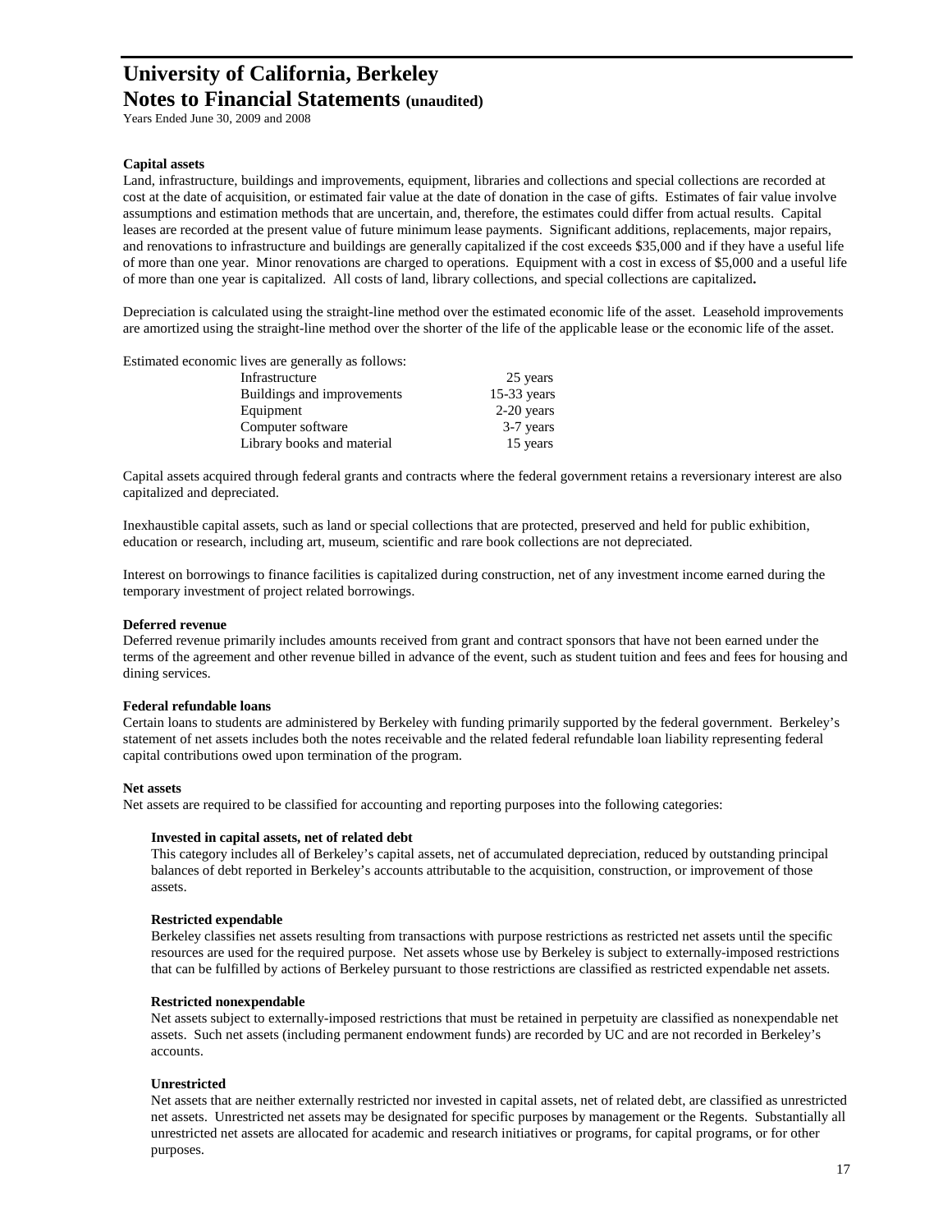# University of California, Berkeley

## Notes to Financial Statements (unaudited)

Years Ended June 30, 2009 and 2008

**Capital assets**

Land, infrastructure, buildings and improvements, equipment, libraries and collections and special collections are recorded at cost at the date of acquisition, or estimated fair value at the date of donation in the case of gifts. Estimates of fair value involve assumptions and estimation methods that are uncertain, and, therefore, the estimates could differ from actual results. Capital leases are recorded at the present value of future minimum lease payments. Significant additions, replacements, major repairs, and renovations to infrastructure and buildings are generally capitalized if the cost exceeds $35,000 and if they have a useful life of more than one year. Minor renovations are charged to operations. Equipment with a cost in excess of $5,000 and a useful life of more than one year is capitalized. All costs of land, library collections, and special collections are capitalized.

Depreciation is calculated using the straight-line method over the estimated economic life of the asset. Leasehold improvements are amortized using the straight-line method over the shorter of the life of the applicable lease or the economic life of the asset.

Estimated economic lives are generally as follows:

| | |
|---|---|
| Infrastructure | 25 years |
| Buildings and improvements | 15-33 years |
| Equipment | 2-20 years |
| Computer software | 3-7 years |
| Library books and material | 15 years |

Capital assets acquired through federal grants and contracts where the federal government retains a reversionary interest are also capitalized and depreciated.

Inexhaustible capital assets, such as land or special collections that are protected, preserved and held for public exhibition, education or research, including art, museum, scientific and rare book collections are not depreciated.

Interest on borrowings to finance facilities is capitalized during construction, net of any investment income earned during the temporary investment of project related borrowings.

**Deferred revenue**

Deferred revenue primarily includes amounts received from grant and contract sponsors that have not been earned under the terms of the agreement and other revenue billed in advance of the event, such as student tuition and fees and fees for housing and dining services.

**Federal refundable loans**

Certain loans to students are administered by Berkeley with funding primarily supported by the federal government. Berkeley's statement of net assets includes both the notes receivable and the related federal refundable loan liability representing federal capital contributions owed upon termination of the program.

**Net assets**

Net assets are required to be classified for accounting and reporting purposes into the following categories:

**Invested in capital assets, net of related debt**

This category includes all of Berkeley's capital assets, net of accumulated depreciation, reduced by outstanding principal balances of debt reported in Berkeley's accounts attributable to the acquisition, construction, or improvement of those assets.

**Restricted expendable**

Berkeley classifies net assets resulting from transactions with purpose restrictions as restricted net assets until the specific resources are used for the required purpose. Net assets whose use by Berkeley is subject to externally-imposed restrictions that can be fulfilled by actions of Berkeley pursuant to those restrictions are classified as restricted expendable net assets.

**Restricted nonexpendable**

Net assets subject to externally-imposed restrictions that must be retained in perpetuity are classified as nonexpendable net assets. Such net assets (including permanent endowment funds) are recorded by UC and are not recorded in Berkeley's accounts.

**Unrestricted**

Net assets that are neither externally restricted nor invested in capital assets, net of related debt, are classified as unrestricted net assets. Unrestricted net assets may be designated for specific purposes by management or the Regents. Substantially all unrestricted net assets are allocated for academic and research initiatives or programs, for capital programs, or for other purposes.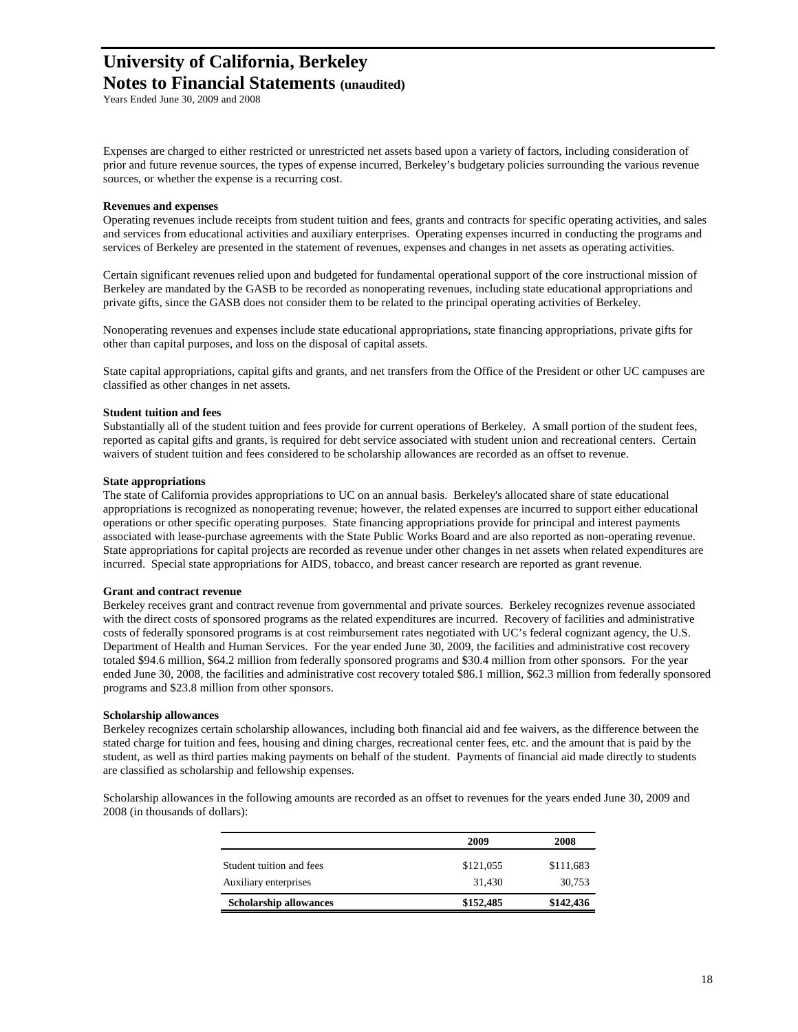Expenses are charged to either restricted or unrestricted net assets based upon a variety of factors, including consideration of prior and future revenue sources, the types of expense incurred, Berkeley's budgetary policies surrounding the various revenue sources, or whether the expense is a recurring cost.

**Revenues and expenses**

Operating revenues include receipts from student tuition and fees, grants and contracts for specific operating activities, and sales and services from educational activities and auxiliary enterprises. Operating expenses incurred in conducting the programs and services of Berkeley are presented in the statement of revenues, expenses and changes in net assets as operating activities.

Certain significant revenues relied upon and budgeted for fundamental operational support of the core instructional mission of Berkeley are mandated by the GASB to be recorded as nonoperating revenues, including state educational appropriations and private gifts, since the GASB does not consider them to be related to the principal operating activities of Berkeley.

Nonoperating revenues and expenses include state educational appropriations, state financing appropriations, private gifts for other than capital purposes, and loss on the disposal of capital assets.

State capital appropriations, capital gifts and grants, and net transfers from the Office of the President or other UC campuses are classified as other changes in net assets.

**Student tuition and fees**

Substantially all of the student tuition and fees provide for current operations of Berkeley. A small portion of the student fees, reported as capital gifts and grants, is required for debt service associated with student union and recreational centers. Certain waivers of student tuition and fees considered to be scholarship allowances are recorded as an offset to revenue.

**State appropriations**

The state of California provides appropriations to UC on an annual basis. Berkeley's allocated share of state educational appropriations is recognized as nonoperating revenue; however, the related expenses are incurred to support either educational operations or other specific operating purposes. State financing appropriations provide for principal and interest payments associated with lease-purchase agreements with the State Public Works Board and are also reported as non-operating revenue. State appropriations for capital projects are recorded as revenue under other changes in net assets when related expenditures are incurred. Special state appropriations for AIDS, tobacco, and breast cancer research are reported as grant revenue.

**Grant and contract revenue**

Berkeley receives grant and contract revenue from governmental and private sources. Berkeley recognizes revenue associated with the direct costs of sponsored programs as the related expenditures are incurred. Recovery of facilities and administrative costs of federally sponsored programs is at cost reimbursement rates negotiated with UC's federal cognizant agency, the U.S. Department of Health and Human Services. For the year ended June 30, 2009, the facilities and administrative cost recovery totaled $94.6 million, $64.2 million from federally sponsored programs and $30.4 million from other sponsors. For the year ended June 30, 2008, the facilities and administrative cost recovery totaled $86.1 million, $62.3 million from federally sponsored programs and $23.8 million from other sponsors.

**Scholarship allowances**

Berkeley recognizes certain scholarship allowances, including both financial aid and fee waivers, as the difference between the stated charge for tuition and fees, housing and dining charges, recreational center fees, etc. and the amount that is paid by the student, as well as third parties making payments on behalf of the student. Payments of financial aid made directly to students are classified as scholarship and fellowship expenses.

Scholarship allowances in the following amounts are recorded as an offset to revenues for the years ended June 30, 2009 and 2008 (in thousands of dollars):

| | 2009 | 2008 |
|---|---|---|
| Student tuition and fees | $121,055 | $111,683 |
| Auxiliary enterprises | 31,430 | 30,753 |
| **Scholarship allowances** | **$152,485** | **$142,436** |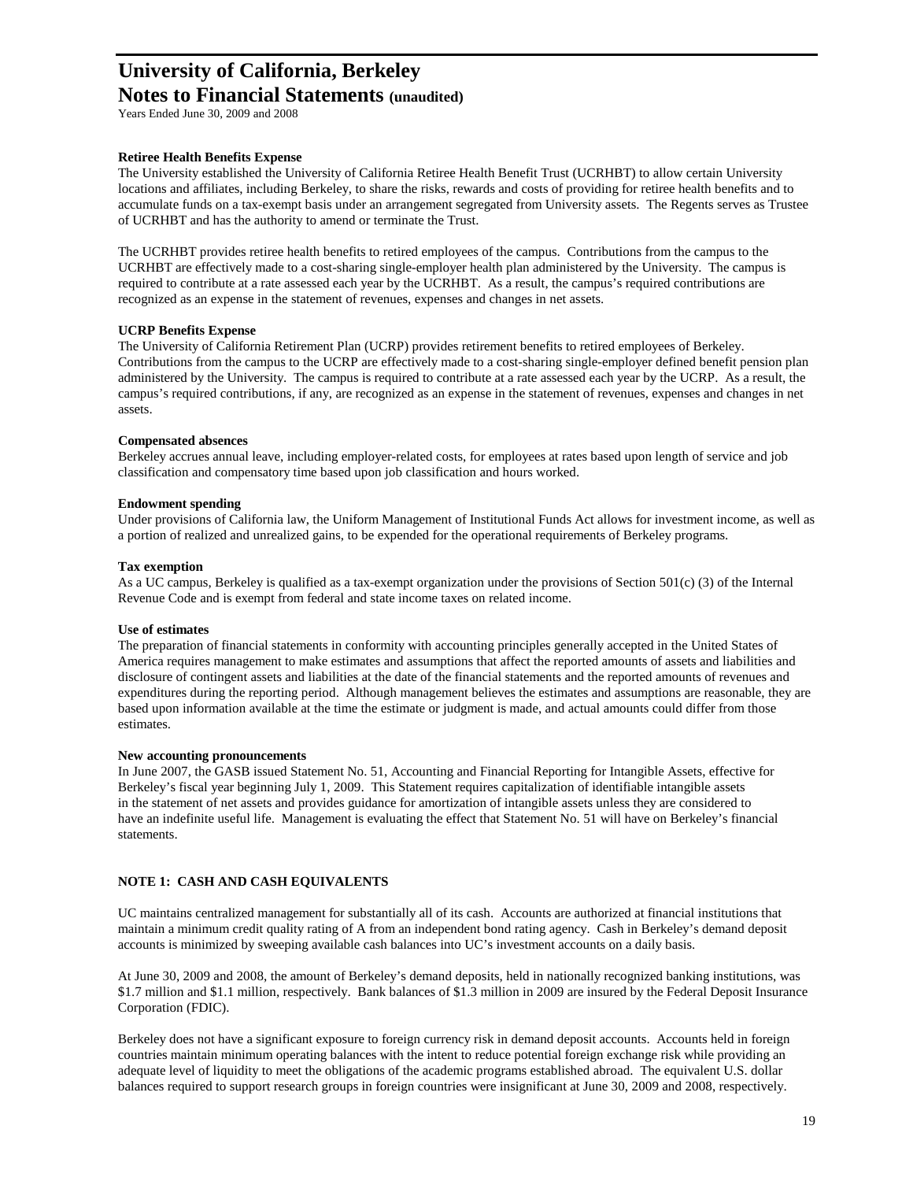# University of California, Berkeley
## Notes to Financial Statements (unaudited)

Years Ended June 30, 2009 and 2008

**Retiree Health Benefits Expense**
The University established the University of California Retiree Health Benefit Trust (UCRHBT) to allow certain University locations and affiliates, including Berkeley, to share the risks, rewards and costs of providing for retiree health benefits and to accumulate funds on a tax-exempt basis under an arrangement segregated from University assets. The Regents serves as Trustee of UCRHBT and has the authority to amend or terminate the Trust.

The UCRHBT provides retiree health benefits to retired employees of the campus. Contributions from the campus to the UCRHBT are effectively made to a cost-sharing single-employer health plan administered by the University. The campus is required to contribute at a rate assessed each year by the UCRHBT. As a result, the campus's required contributions are recognized as an expense in the statement of revenues, expenses and changes in net assets.

**UCRP Benefits Expense**
The University of California Retirement Plan (UCRP) provides retirement benefits to retired employees of Berkeley. Contributions from the campus to the UCRP are effectively made to a cost-sharing single-employer defined benefit pension plan administered by the University. The campus is required to contribute at a rate assessed each year by the UCRP. As a result, the campus's required contributions, if any, are recognized as an expense in the statement of revenues, expenses and changes in net assets.

**Compensated absences**
Berkeley accrues annual leave, including employer-related costs, for employees at rates based upon length of service and job classification and compensatory time based upon job classification and hours worked.

**Endowment spending**
Under provisions of California law, the Uniform Management of Institutional Funds Act allows for investment income, as well as a portion of realized and unrealized gains, to be expended for the operational requirements of Berkeley programs.

**Tax exemption**
As a UC campus, Berkeley is qualified as a tax-exempt organization under the provisions of Section 501(c) (3) of the Internal Revenue Code and is exempt from federal and state income taxes on related income.

**Use of estimates**
The preparation of financial statements in conformity with accounting principles generally accepted in the United States of America requires management to make estimates and assumptions that affect the reported amounts of assets and liabilities and disclosure of contingent assets and liabilities at the date of the financial statements and the reported amounts of revenues and expenditures during the reporting period. Although management believes the estimates and assumptions are reasonable, they are based upon information available at the time the estimate or judgment is made, and actual amounts could differ from those estimates.

**New accounting pronouncements**
In June 2007, the GASB issued Statement No. 51, Accounting and Financial Reporting for Intangible Assets, effective for Berkeley's fiscal year beginning July 1, 2009. This Statement requires capitalization of identifiable intangible assets in the statement of net assets and provides guidance for amortization of intangible assets unless they are considered to have an indefinite useful life. Management is evaluating the effect that Statement No. 51 will have on Berkeley's financial statements.

### NOTE 1: CASH AND CASH EQUIVALENTS

UC maintains centralized management for substantially all of its cash. Accounts are authorized at financial institutions that maintain a minimum credit quality rating of A from an independent bond rating agency. Cash in Berkeley's demand deposit accounts is minimized by sweeping available cash balances into UC's investment accounts on a daily basis.

At June 30, 2009 and 2008, the amount of Berkeley's demand deposits, held in nationally recognized banking institutions, was \$1.7 million and \$1.1 million, respectively. Bank balances of \$1.3 million in 2009 are insured by the Federal Deposit Insurance Corporation (FDIC).

Berkeley does not have a significant exposure to foreign currency risk in demand deposit accounts. Accounts held in foreign countries maintain minimum operating balances with the intent to reduce potential foreign exchange risk while providing an adequate level of liquidity to meet the obligations of the academic programs established abroad. The equivalent U.S. dollar balances required to support research groups in foreign countries were insignificant at June 30, 2009 and 2008, respectively.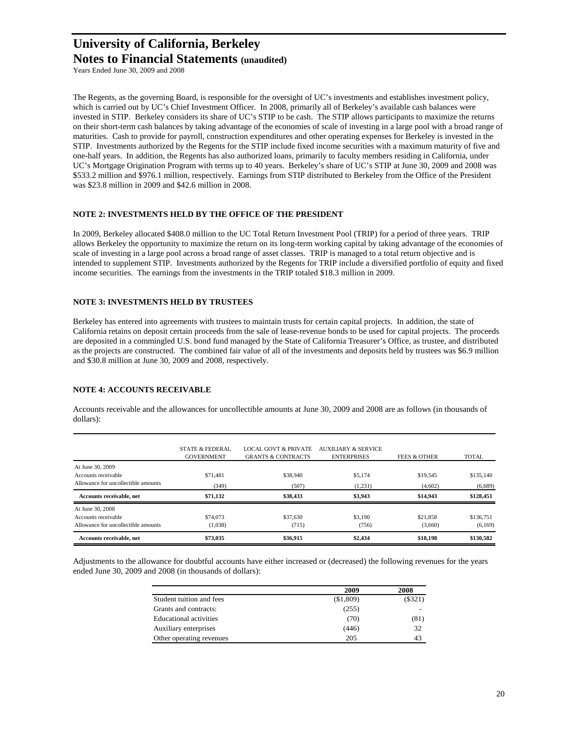The Regents, as the governing Board, is responsible for the oversight of UC's investments and establishes investment policy, which is carried out by UC's Chief Investment Officer. In 2008, primarily all of Berkeley's available cash balances were invested in STIP. Berkeley considers its share of UC's STIP to be cash. The STIP allows participants to maximize the returns on their short-term cash balances by taking advantage of the economies of scale of investing in a large pool with a broad range of maturities. Cash to provide for payroll, construction expenditures and other operating expenses for Berkeley is invested in the STIP. Investments authorized by the Regents for the STIP include fixed income securities with a maximum maturity of five and one-half years. In addition, the Regents has also authorized loans, primarily to faculty members residing in California, under UC's Mortgage Origination Program with terms up to 40 years. Berkeley's share of UC's STIP at June 30, 2009 and 2008 was $533.2 million and $976.1 million, respectively. Earnings from STIP distributed to Berkeley from the Office of the President was $23.8 million in 2009 and $42.6 million in 2008.

## NOTE 2: INVESTMENTS HELD BY THE OFFICE OF THE PRESIDENT

In 2009, Berkeley allocated $408.0 million to the UC Total Return Investment Pool (TRIP) for a period of three years. TRIP allows Berkeley the opportunity to maximize the return on its long-term working capital by taking advantage of the economies of scale of investing in a large pool across a broad range of asset classes. TRIP is managed to a total return objective and is intended to supplement STIP. Investments authorized by the Regents for TRIP include a diversified portfolio of equity and fixed income securities. The earnings from the investments in the TRIP totaled $18.3 million in 2009.

## NOTE 3: INVESTMENTS HELD BY TRUSTEES

Berkeley has entered into agreements with trustees to maintain trusts for certain capital projects. In addition, the state of California retains on deposit certain proceeds from the sale of lease-revenue bonds to be used for capital projects. The proceeds are deposited in a commingled U.S. bond fund managed by the State of California Treasurer's Office, as trustee, and distributed as the projects are constructed. The combined fair value of all of the investments and deposits held by trustees was $6.9 million and $30.8 million at June 30, 2009 and 2008, respectively.

## NOTE 4: ACCOUNTS RECEIVABLE

Accounts receivable and the allowances for uncollectible amounts at June 30, 2009 and 2008 are as follows (in thousands of dollars):

| | STATE & FEDERAL GOVERNMENT | LOCAL GOVT & PRIVATE GRANTS & CONTRACTS | AUXILIARY & SERVICE ENTERPRISES | FEES & OTHER | TOTAL |
|---|---|---|---|---|---|
| At June 30, 2009 | | | | | |
| Accounts receivable | $71,481 | $38,940 | $5,174 | $19,545 | $135,140 |
| Allowance for uncollectible amounts | (349) | (507) | (1,231) | (4,602) | (6,689) |
| **Accounts receivable, net** | **$71,132** | **$38,433** | **$3,943** | **$14,943** | **$128,451** |
| At June 30, 2008 | | | | | |
| Accounts receivable | $74,073 | $37,630 | $3,190 | $21,858 | $136,751 |
| Allowance for uncollectible amounts | (1,038) | (715) | (756) | (3,660) | (6,169) |
| **Accounts receivable, net** | **$73,035** | **$36,915** | **$2,434** | **$18,198** | **$130,582** |

Adjustments to the allowance for doubtful accounts have either increased or (decreased) the following revenues for the years ended June 30, 2009 and 2008 (in thousands of dollars):

| | 2009 | 2008 |
|---|---|---|
| Student tuition and fees | ($1,809) | ($321) |
| Grants and contracts: | (255) | - |
| Educational activities | (70) | (81) |
| Auxiliary enterprises | (446) | 32 |
| Other operating revenues | 205 | 43 |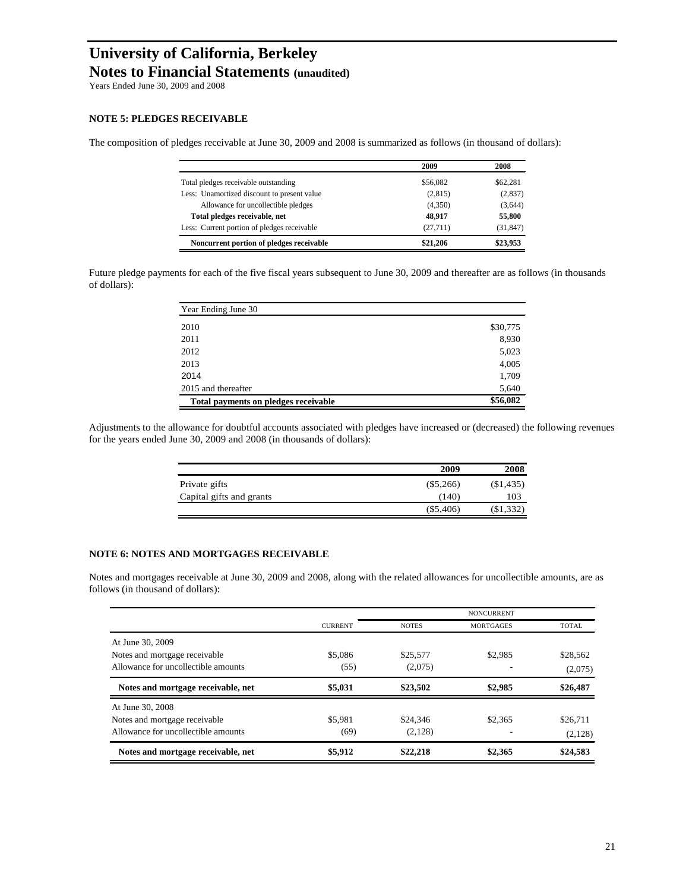# University of California, Berkeley

## Notes to Financial Statements (unaudited)

Years Ended June 30, 2009 and 2008

### NOTE 5: PLEDGES RECEIVABLE

The composition of pledges receivable at June 30, 2009 and 2008 is summarized as follows (in thousand of dollars):

| | 2009 | 2008 |
|---|---|---|
| Total pledges receivable outstanding | $56,082 | $62,281 |
| Less: Unamortized discount to present value | (2,815) | (2,837) |
| Allowance for uncollectible pledges | (4,350) | (3,644) |
| **Total pledges receivable, net** | **48,917** | **55,800** |
| Less: Current portion of pledges receivable | (27,711) | (31,847) |
| **Noncurrent portion of pledges receivable** | **$21,206** | **$23,953** |

Future pledge payments for each of the five fiscal years subsequent to June 30, 2009 and thereafter are as follows (in thousands of dollars):

| Year Ending June 30 | |
|---|---|
| 2010 | $30,775 |
| 2011 | 8,930 |
| 2012 | 5,023 |
| 2013 | 4,005 |
| 2014 | 1,709 |
| 2015 and thereafter | 5,640 |
| **Total payments on pledges receivable** | **$56,082** |

Adjustments to the allowance for doubtful accounts associated with pledges have increased or (decreased) the following revenues for the years ended June 30, 2009 and 2008 (in thousands of dollars):

| | 2009 | 2008 |
|---|---|---|
| Private gifts | ($5,266) | ($1,435) |
| Capital gifts and grants | (140) | 103 |
| | ($5,406) | ($1,332) |

### NOTE 6: NOTES AND MORTGAGES RECEIVABLE

Notes and mortgages receivable at June 30, 2009 and 2008, along with the related allowances for uncollectible amounts, are as follows (in thousand of dollars):

| | | NONCURRENT | | |
|---|---|---|---|---|
| | CURRENT | NOTES | MORTGAGES | TOTAL |
| At June 30, 2009 | | | | |
| Notes and mortgage receivable | $5,086 | $25,577 | $2,985 | $28,562 |
| Allowance for uncollectible amounts | (55) | (2,075) | - | (2,075) |
| **Notes and mortgage receivable, net** | **$5,031** | **$23,502** | **$2,985** | **$26,487** |
| At June 30, 2008 | | | | |
| Notes and mortgage receivable | $5,981 | $24,346 | $2,365 | $26,711 |
| Allowance for uncollectible amounts | (69) | (2,128) | - | (2,128) |
| **Notes and mortgage receivable, net** | **$5,912** | **$22,218** | **$2,365** | **$24,583** |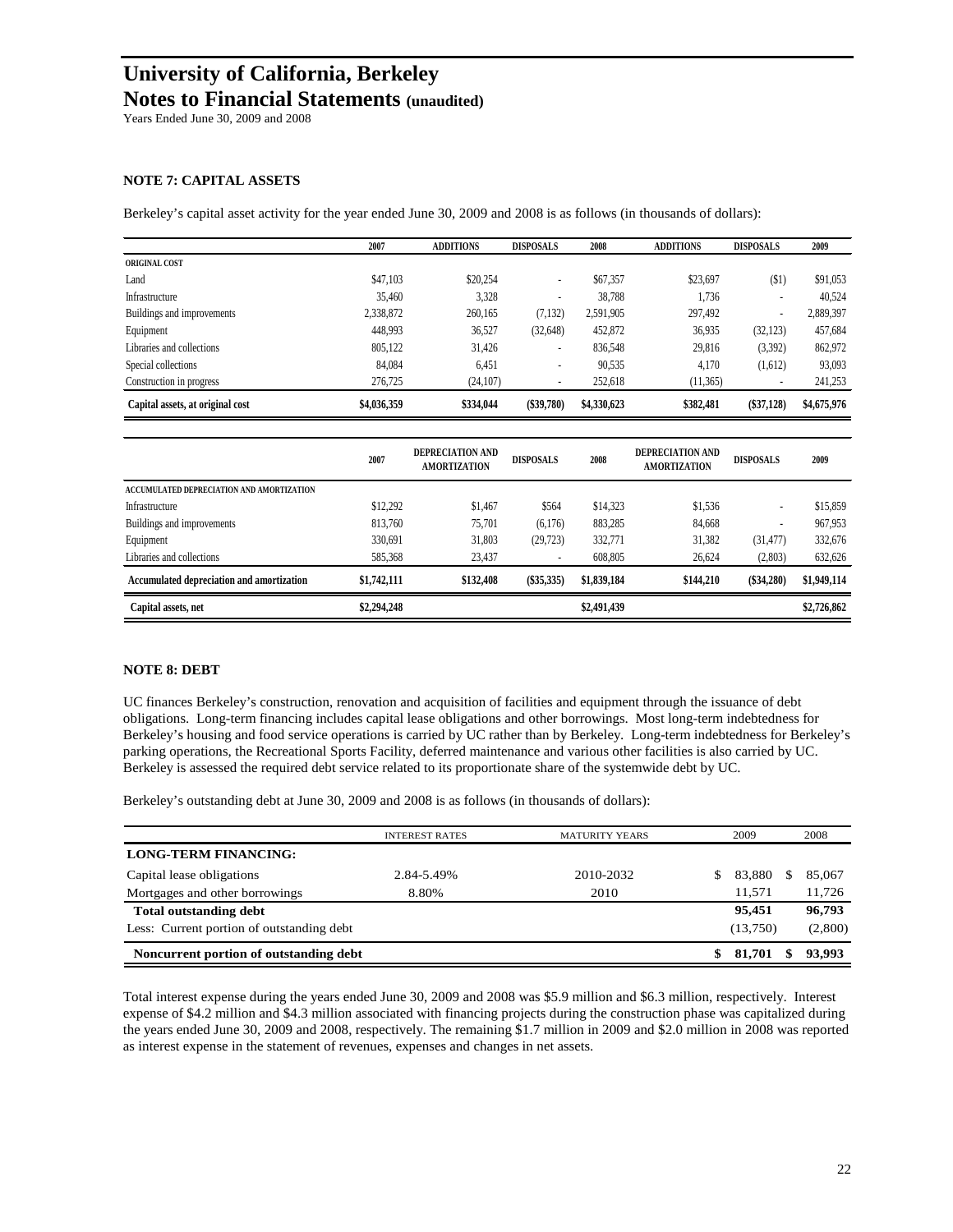# University of California, Berkeley

## Notes to Financial Statements (unaudited)

Years Ended June 30, 2009 and 2008

### NOTE 7: CAPITAL ASSETS

Berkeley's capital asset activity for the year ended June 30, 2009 and 2008 is as follows (in thousands of dollars):

| | 2007 | ADDITIONS | DISPOSALS | 2008 | ADDITIONS | DISPOSALS | 2009 |
|---|---|---|---|---|---|---|---|
| ORIGINAL COST | | | | | | | |
| Land | $47,103 | $20,254 | - | $67,357 | $23,697 | ($1) | $91,053 |
| Infrastructure | 35,460 | 3,328 | - | 38,788 | 1,736 | - | 40,524 |
| Buildings and improvements | 2,338,872 | 260,165 | (7,132) | 2,591,905 | 297,492 | - | 2,889,397 |
| Equipment | 448,993 | 36,527 | (32,648) | 452,872 | 36,935 | (32,123) | 457,684 |
| Libraries and collections | 805,122 | 31,426 | - | 836,548 | 29,816 | (3,392) | 862,972 |
| Special collections | 84,084 | 6,451 | - | 90,535 | 4,170 | (1,612) | 93,093 |
| Construction in progress | 276,725 | (24,107) | - | 252,618 | (11,365) | - | 241,253 |
| **Capital assets, at original cost** | **$4,036,359** | **$334,044** | **($39,780)** | **$4,330,623** | **$382,481** | **($37,128)** | **$4,675,976** |

| | 2007 | DEPRECIATION AND AMORTIZATION | DISPOSALS | 2008 | DEPRECIATION AND AMORTIZATION | DISPOSALS | 2009 |
|---|---|---|---|---|---|---|---|
| ACCUMULATED DEPRECIATION AND AMORTIZATION | | | | | | | |
| Infrastructure | $12,292 | $1,467 | $564 | $14,323 | $1,536 | - | $15,859 |
| Buildings and improvements | 813,760 | 75,701 | (6,176) | 883,285 | 84,668 | - | 967,953 |
| Equipment | 330,691 | 31,803 | (29,723) | 332,771 | 31,382 | (31,477) | 332,676 |
| Libraries and collections | 585,368 | 23,437 | - | 608,805 | 26,624 | (2,803) | 632,626 |
| **Accumulated depreciation and amortization** | **$1,742,111** | **$132,408** | **($35,335)** | **$1,839,184** | **$144,210** | **($34,280)** | **$1,949,114** |
| **Capital assets, net** | **$2,294,248** | | | **$2,491,439** | | | **$2,726,862** |

### NOTE 8: DEBT

UC finances Berkeley's construction, renovation and acquisition of facilities and equipment through the issuance of debt obligations. Long-term financing includes capital lease obligations and other borrowings. Most long-term indebtedness for Berkeley's housing and food service operations is carried by UC rather than by Berkeley. Long-term indebtedness for Berkeley's parking operations, the Recreational Sports Facility, deferred maintenance and various other facilities is also carried by UC. Berkeley is assessed the required debt service related to its proportionate share of the systemwide debt by UC.

Berkeley's outstanding debt at June 30, 2009 and 2008 is as follows (in thousands of dollars):

| | INTEREST RATES | MATURITY YEARS | 2009 | 2008 |
|---|---|---|---|---|
| **LONG-TERM FINANCING:** | | | | |
| Capital lease obligations | 2.84-5.49% | 2010-2032 | $ 83,880 | $ 85,067 |
| Mortgages and other borrowings | 8.80% | 2010 | 11,571 | 11,726 |
| **Total outstanding debt** | | | **95,451** | **96,793** |
| Less: Current portion of outstanding debt | | | (13,750) | (2,800) |
| **Noncurrent portion of outstanding debt** | | | **$ 81,701** | **$ 93,993** |

Total interest expense during the years ended June 30, 2009 and 2008 was $5.9 million and $6.3 million, respectively. Interest expense of $4.2 million and $4.3 million associated with financing projects during the construction phase was capitalized during the years ended June 30, 2009 and 2008, respectively. The remaining $1.7 million in 2009 and $2.0 million in 2008 was reported as interest expense in the statement of revenues, expenses and changes in net assets.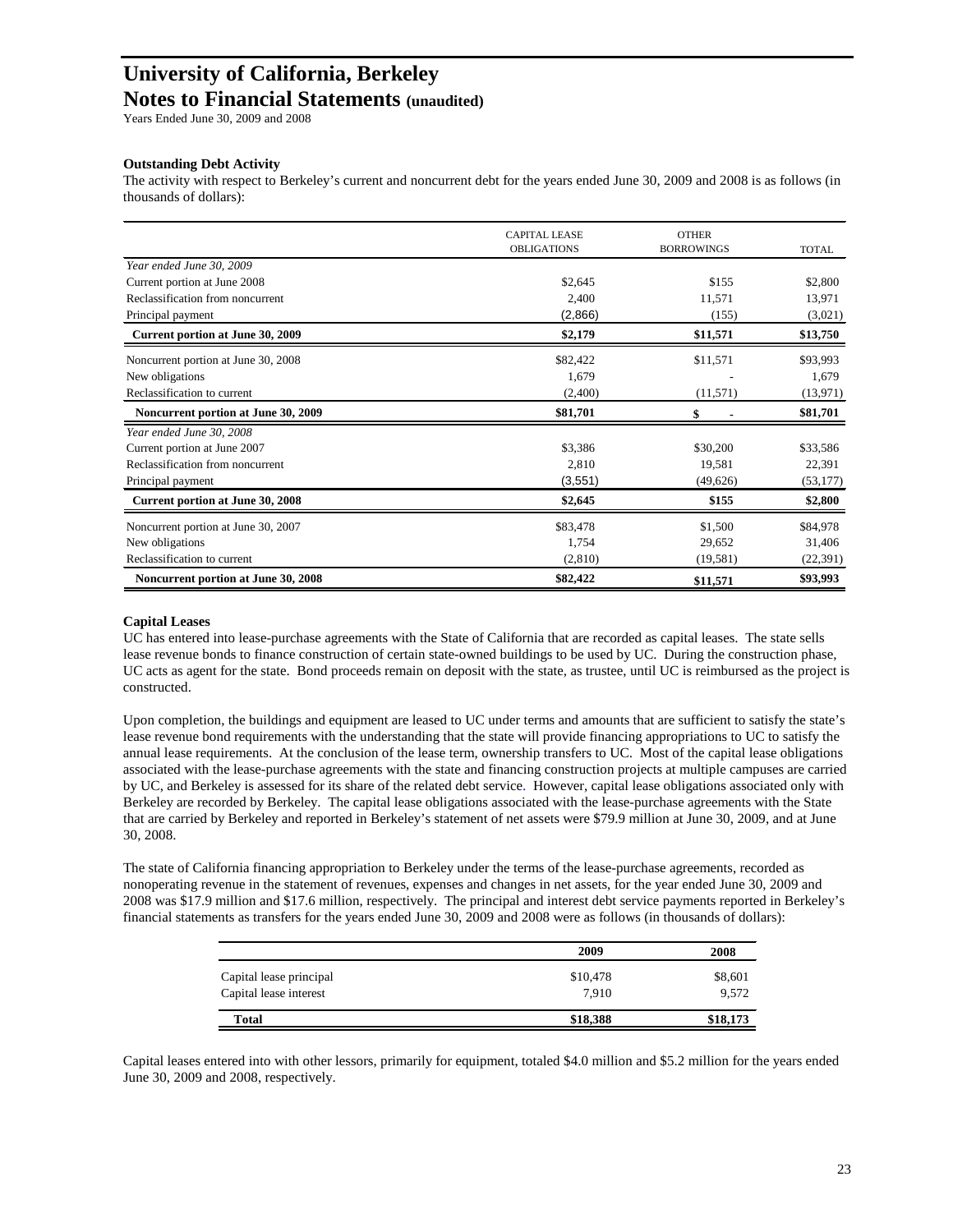# University of California, Berkeley
## Notes to Financial Statements (unaudited)

Years Ended June 30, 2009 and 2008

**Outstanding Debt Activity**

The activity with respect to Berkeley's current and noncurrent debt for the years ended June 30, 2009 and 2008 is as follows (in thousands of dollars):

| | CAPITAL LEASE OBLIGATIONS | OTHER BORROWINGS | TOTAL |
|---|---|---|---|
| *Year ended June 30, 2009* | | | |
| Current portion at June 2008 | $2,645 | $155 | $2,800 |
| Reclassification from noncurrent | 2,400 | 11,571 | 13,971 |
| Principal payment | (2,866) | (155) | (3,021) |
| **Current portion at June 30, 2009** | **$2,179** | **$11,571** | **$13,750** |
| Noncurrent portion at June 30, 2008 | $82,422 | $11,571 | $93,993 |
| New obligations | 1,679 | - | 1,679 |
| Reclassification to current | (2,400) | (11,571) | (13,971) |
| **Noncurrent portion at June 30, 2009** | **$81,701** | **$ -** | **$81,701** |
| *Year ended June 30, 2008* | | | |
| Current portion at June 2007 | $3,386 | $30,200 | $33,586 |
| Reclassification from noncurrent | 2,810 | 19,581 | 22,391 |
| Principal payment | (3,551) | (49,626) | (53,177) |
| **Current portion at June 30, 2008** | **$2,645** | **$155** | **$2,800** |
| Noncurrent portion at June 30, 2007 | $83,478 | $1,500 | $84,978 |
| New obligations | 1,754 | 29,652 | 31,406 |
| Reclassification to current | (2,810) | (19,581) | (22,391) |
| **Noncurrent portion at June 30, 2008** | **$82,422** | **$11,571** | **$93,993** |

**Capital Leases**

UC has entered into lease-purchase agreements with the State of California that are recorded as capital leases. The state sells lease revenue bonds to finance construction of certain state-owned buildings to be used by UC. During the construction phase, UC acts as agent for the state. Bond proceeds remain on deposit with the state, as trustee, until UC is reimbursed as the project is constructed.

Upon completion, the buildings and equipment are leased to UC under terms and amounts that are sufficient to satisfy the state's lease revenue bond requirements with the understanding that the state will provide financing appropriations to UC to satisfy the annual lease requirements. At the conclusion of the lease term, ownership transfers to UC. Most of the capital lease obligations associated with the lease-purchase agreements with the state and financing construction projects at multiple campuses are carried by UC, and Berkeley is assessed for its share of the related debt service. However, capital lease obligations associated only with Berkeley are recorded by Berkeley. The capital lease obligations associated with the lease-purchase agreements with the State that are carried by Berkeley and reported in Berkeley's statement of net assets were $79.9 million at June 30, 2009, and at June 30, 2008.

The state of California financing appropriation to Berkeley under the terms of the lease-purchase agreements, recorded as nonoperating revenue in the statement of revenues, expenses and changes in net assets, for the year ended June 30, 2009 and 2008 was $17.9 million and $17.6 million, respectively. The principal and interest debt service payments reported in Berkeley's financial statements as transfers for the years ended June 30, 2009 and 2008 were as follows (in thousands of dollars):

| | 2009 | 2008 |
|---|---|---|
| Capital lease principal | $10,478 | $8,601 |
| Capital lease interest | 7,910 | 9,572 |
| **Total** | **$18,388** | **$18,173** |

Capital leases entered into with other lessors, primarily for equipment, totaled $4.0 million and $5.2 million for the years ended June 30, 2009 and 2008, respectively.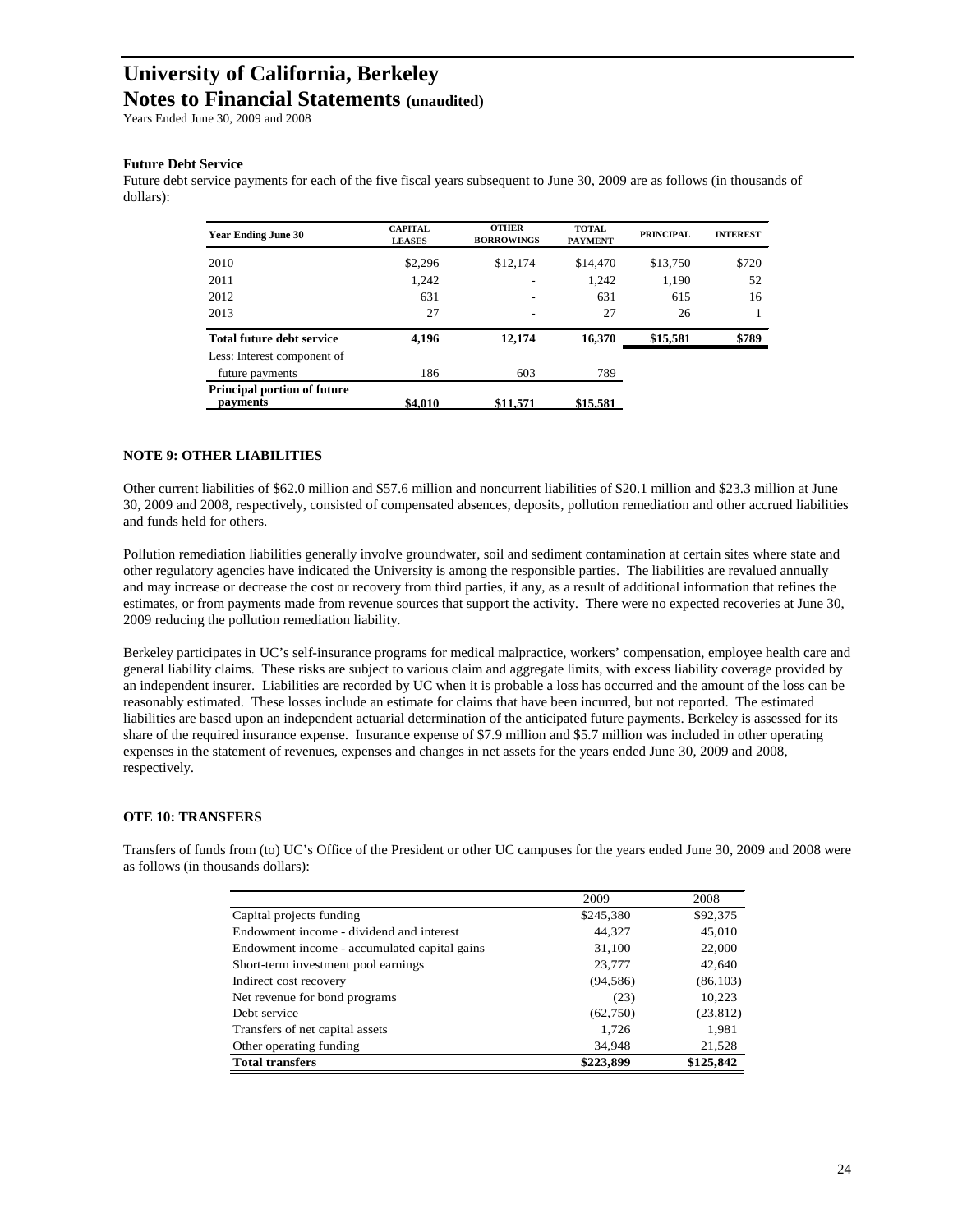**Future Debt Service**

Future debt service payments for each of the five fiscal years subsequent to June 30, 2009 are as follows (in thousands of dollars):

| Year Ending June 30 | CAPITAL LEASES | OTHER BORROWINGS | TOTAL PAYMENT | PRINCIPAL | INTEREST |
|---|---|---|---|---|---|
| 2010 | $2,296 | $12,174 | $14,470 | $13,750 | $720 |
| 2011 | 1,242 | - | 1,242 | 1,190 | 52 |
| 2012 | 631 | - | 631 | 615 | 16 |
| 2013 | 27 | - | 27 | 26 | 1 |
| **Total future debt service** | **4,196** | **12,174** | **16,370** | **$15,581** | **$789** |
| Less: Interest component of future payments | 186 | 603 | 789 | | |
| **Principal portion of future payments** | **$4,010** | **$11,571** | **$15,581** | | |

**NOTE 9: OTHER LIABILITIES**

Other current liabilities of $62.0 million and $57.6 million and noncurrent liabilities of $20.1 million and $23.3 million at June 30, 2009 and 2008, respectively, consisted of compensated absences, deposits, pollution remediation and other accrued liabilities and funds held for others.

Pollution remediation liabilities generally involve groundwater, soil and sediment contamination at certain sites where state and other regulatory agencies have indicated the University is among the responsible parties. The liabilities are revalued annually and may increase or decrease the cost or recovery from third parties, if any, as a result of additional information that refines the estimates, or from payments made from revenue sources that support the activity. There were no expected recoveries at June 30, 2009 reducing the pollution remediation liability.

Berkeley participates in UC's self-insurance programs for medical malpractice, workers' compensation, employee health care and general liability claims. These risks are subject to various claim and aggregate limits, with excess liability coverage provided by an independent insurer. Liabilities are recorded by UC when it is probable a loss has occurred and the amount of the loss can be reasonably estimated. These losses include an estimate for claims that have been incurred, but not reported. The estimated liabilities are based upon an independent actuarial determination of the anticipated future payments. Berkeley is assessed for its share of the required insurance expense. Insurance expense of $7.9 million and $5.7 million was included in other operating expenses in the statement of revenues, expenses and changes in net assets for the years ended June 30, 2009 and 2008, respectively.

**OTE 10: TRANSFERS**

Transfers of funds from (to) UC's Office of the President or other UC campuses for the years ended June 30, 2009 and 2008 were as follows (in thousands dollars):

| | 2009 | 2008 |
|---|---|---|
| Capital projects funding | $245,380 | $92,375 |
| Endowment income - dividend and interest | 44,327 | 45,010 |
| Endowment income - accumulated capital gains | 31,100 | 22,000 |
| Short-term investment pool earnings | 23,777 | 42,640 |
| Indirect cost recovery | (94,586) | (86,103) |
| Net revenue for bond programs | (23) | 10,223 |
| Debt service | (62,750) | (23,812) |
| Transfers of net capital assets | 1,726 | 1,981 |
| Other operating funding | 34,948 | 21,528 |
| **Total transfers** | **$223,899** | **$125,842** |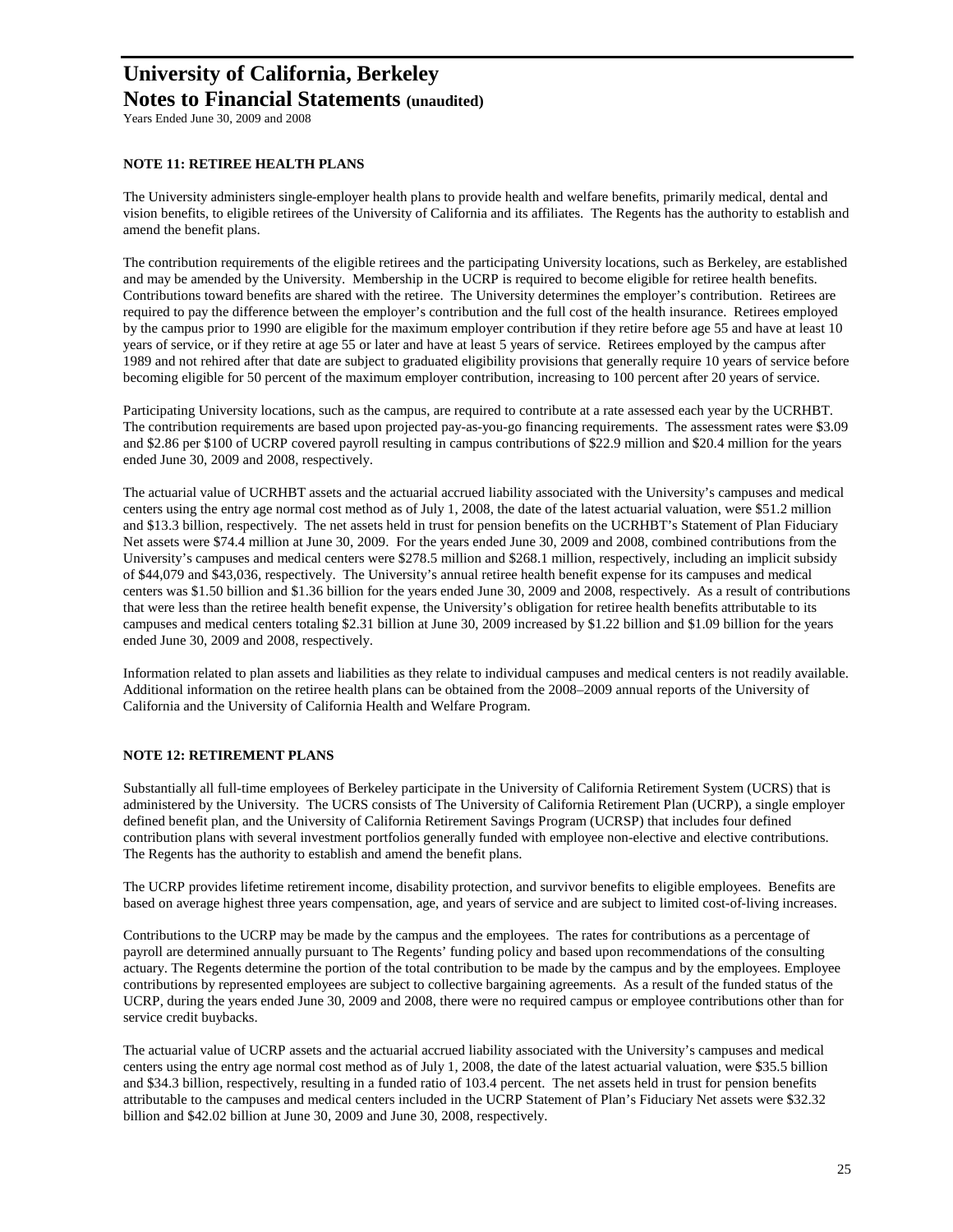## NOTE 11: RETIREE HEALTH PLANS

The University administers single-employer health plans to provide health and welfare benefits, primarily medical, dental and vision benefits, to eligible retirees of the University of California and its affiliates. The Regents has the authority to establish and amend the benefit plans.

The contribution requirements of the eligible retirees and the participating University locations, such as Berkeley, are established and may be amended by the University. Membership in the UCRP is required to become eligible for retiree health benefits. Contributions toward benefits are shared with the retiree. The University determines the employer's contribution. Retirees are required to pay the difference between the employer's contribution and the full cost of the health insurance. Retirees employed by the campus prior to 1990 are eligible for the maximum employer contribution if they retire before age 55 and have at least 10 years of service, or if they retire at age 55 or later and have at least 5 years of service. Retirees employed by the campus after 1989 and not rehired after that date are subject to graduated eligibility provisions that generally require 10 years of service before becoming eligible for 50 percent of the maximum employer contribution, increasing to 100 percent after 20 years of service.

Participating University locations, such as the campus, are required to contribute at a rate assessed each year by the UCRHBT. The contribution requirements are based upon projected pay-as-you-go financing requirements. The assessment rates were $3.09 and $2.86 per $100 of UCRP covered payroll resulting in campus contributions of $22.9 million and $20.4 million for the years ended June 30, 2009 and 2008, respectively.

The actuarial value of UCRHBT assets and the actuarial accrued liability associated with the University's campuses and medical centers using the entry age normal cost method as of July 1, 2008, the date of the latest actuarial valuation, were $51.2 million and $13.3 billion, respectively. The net assets held in trust for pension benefits on the UCRHBT's Statement of Plan Fiduciary Net assets were $74.4 million at June 30, 2009. For the years ended June 30, 2009 and 2008, combined contributions from the University's campuses and medical centers were $278.5 million and $268.1 million, respectively, including an implicit subsidy of $44,079 and $43,036, respectively. The University's annual retiree health benefit expense for its campuses and medical centers was $1.50 billion and $1.36 billion for the years ended June 30, 2009 and 2008, respectively. As a result of contributions that were less than the retiree health benefit expense, the University's obligation for retiree health benefits attributable to its campuses and medical centers totaling $2.31 billion at June 30, 2009 increased by $1.22 billion and $1.09 billion for the years ended June 30, 2009 and 2008, respectively.

Information related to plan assets and liabilities as they relate to individual campuses and medical centers is not readily available. Additional information on the retiree health plans can be obtained from the 2008–2009 annual reports of the University of California and the University of California Health and Welfare Program.

## NOTE 12: RETIREMENT PLANS

Substantially all full-time employees of Berkeley participate in the University of California Retirement System (UCRS) that is administered by the University. The UCRS consists of The University of California Retirement Plan (UCRP), a single employer defined benefit plan, and the University of California Retirement Savings Program (UCRSP) that includes four defined contribution plans with several investment portfolios generally funded with employee non-elective and elective contributions. The Regents has the authority to establish and amend the benefit plans.

The UCRP provides lifetime retirement income, disability protection, and survivor benefits to eligible employees. Benefits are based on average highest three years compensation, age, and years of service and are subject to limited cost-of-living increases.

Contributions to the UCRP may be made by the campus and the employees. The rates for contributions as a percentage of payroll are determined annually pursuant to The Regents' funding policy and based upon recommendations of the consulting actuary. The Regents determine the portion of the total contribution to be made by the campus and by the employees. Employee contributions by represented employees are subject to collective bargaining agreements. As a result of the funded status of the UCRP, during the years ended June 30, 2009 and 2008, there were no required campus or employee contributions other than for service credit buybacks.

The actuarial value of UCRP assets and the actuarial accrued liability associated with the University's campuses and medical centers using the entry age normal cost method as of July 1, 2008, the date of the latest actuarial valuation, were $35.5 billion and $34.3 billion, respectively, resulting in a funded ratio of 103.4 percent. The net assets held in trust for pension benefits attributable to the campuses and medical centers included in the UCRP Statement of Plan's Fiduciary Net assets were $32.32 billion and $42.02 billion at June 30, 2009 and June 30, 2008, respectively.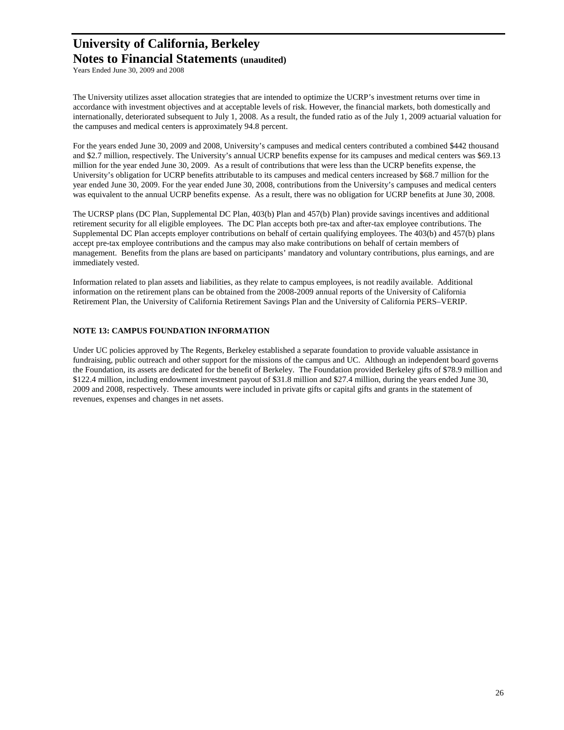The University utilizes asset allocation strategies that are intended to optimize the UCRP's investment returns over time in accordance with investment objectives and at acceptable levels of risk. However, the financial markets, both domestically and internationally, deteriorated subsequent to July 1, 2008. As a result, the funded ratio as of the July 1, 2009 actuarial valuation for the campuses and medical centers is approximately 94.8 percent.

For the years ended June 30, 2009 and 2008, University's campuses and medical centers contributed a combined $442 thousand and $2.7 million, respectively. The University's annual UCRP benefits expense for its campuses and medical centers was $69.13 million for the year ended June 30, 2009. As a result of contributions that were less than the UCRP benefits expense, the University's obligation for UCRP benefits attributable to its campuses and medical centers increased by $68.7 million for the year ended June 30, 2009. For the year ended June 30, 2008, contributions from the University's campuses and medical centers was equivalent to the annual UCRP benefits expense. As a result, there was no obligation for UCRP benefits at June 30, 2008.

The UCRSP plans (DC Plan, Supplemental DC Plan, 403(b) Plan and 457(b) Plan) provide savings incentives and additional retirement security for all eligible employees. The DC Plan accepts both pre-tax and after-tax employee contributions. The Supplemental DC Plan accepts employer contributions on behalf of certain qualifying employees. The 403(b) and 457(b) plans accept pre-tax employee contributions and the campus may also make contributions on behalf of certain members of management. Benefits from the plans are based on participants' mandatory and voluntary contributions, plus earnings, and are immediately vested.

Information related to plan assets and liabilities, as they relate to campus employees, is not readily available. Additional information on the retirement plans can be obtained from the 2008-2009 annual reports of the University of California Retirement Plan, the University of California Retirement Savings Plan and the University of California PERS–VERIP.

## NOTE 13: CAMPUS FOUNDATION INFORMATION

Under UC policies approved by The Regents, Berkeley established a separate foundation to provide valuable assistance in fundraising, public outreach and other support for the missions of the campus and UC. Although an independent board governs the Foundation, its assets are dedicated for the benefit of Berkeley. The Foundation provided Berkeley gifts of $78.9 million and $122.4 million, including endowment investment payout of $31.8 million and $27.4 million, during the years ended June 30, 2009 and 2008, respectively. These amounts were included in private gifts or capital gifts and grants in the statement of revenues, expenses and changes in net assets.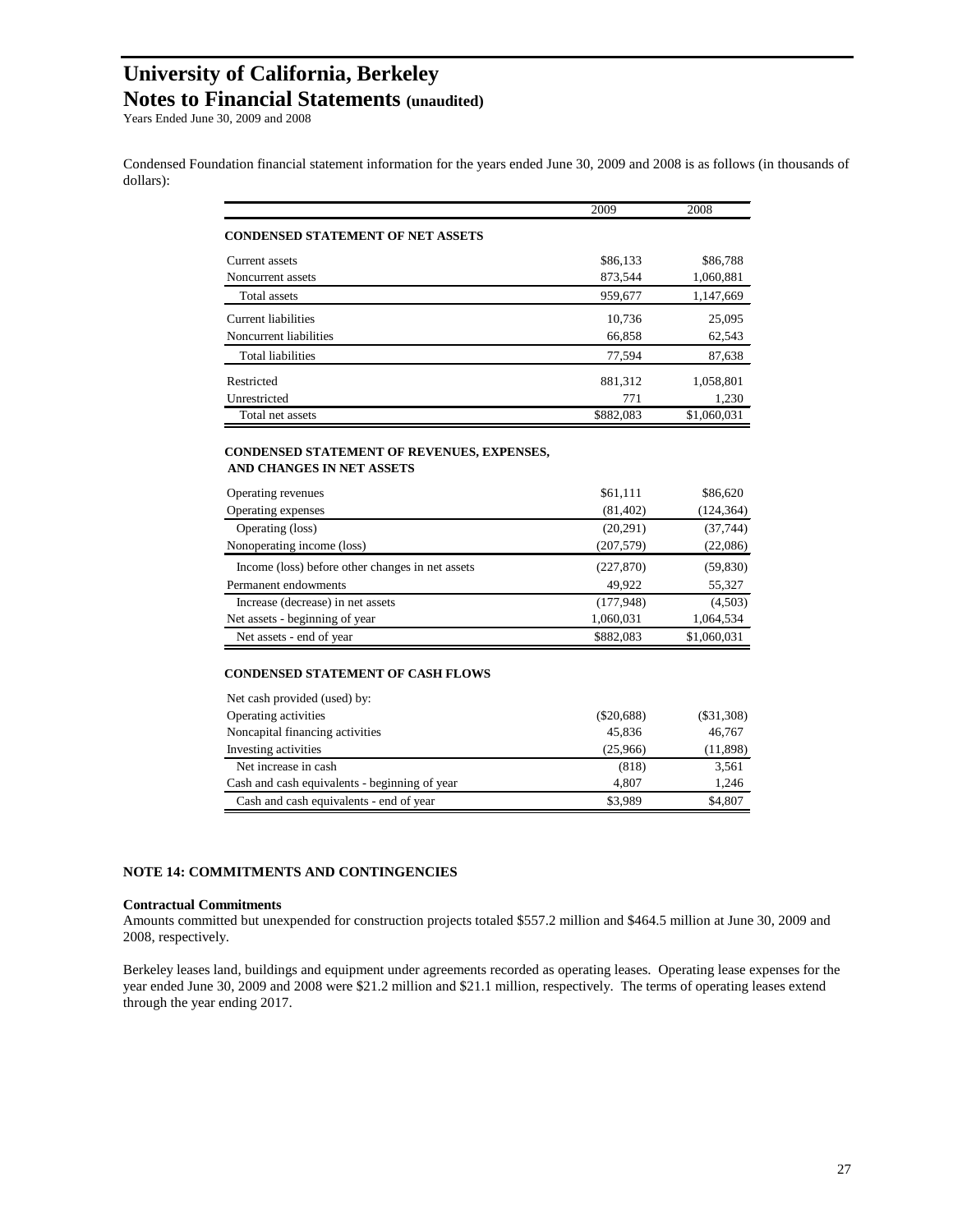# University of California, Berkeley

## Notes to Financial Statements (unaudited)

Years Ended June 30, 2009 and 2008

Condensed Foundation financial statement information for the years ended June 30, 2009 and 2008 is as follows (in thousands of dollars):

| | 2009 | 2008 |
|---|---|---|
| **CONDENSED STATEMENT OF NET ASSETS** | | |
| Current assets | $86,133 | $86,788 |
| Noncurrent assets | 873,544 | 1,060,881 |
| Total assets | 959,677 | 1,147,669 |
| Current liabilities | 10,736 | 25,095 |
| Noncurrent liabilities | 66,858 | 62,543 |
| Total liabilities | 77,594 | 87,638 |
| Restricted | 881,312 | 1,058,801 |
| Unrestricted | 771 | 1,230 |
| Total net assets | $882,083 | $1,060,031 |

| | 2009 | 2008 |
|---|---|---|
| **CONDENSED STATEMENT OF REVENUES, EXPENSES, AND CHANGES IN NET ASSETS** | | |
| Operating revenues | $61,111 | $86,620 |
| Operating expenses | (81,402) | (124,364) |
| Operating (loss) | (20,291) | (37,744) |
| Nonoperating income (loss) | (207,579) | (22,086) |
| Income (loss) before other changes in net assets | (227,870) | (59,830) |
| Permanent endowments | 49,922 | 55,327 |
| Increase (decrease) in net assets | (177,948) | (4,503) |
| Net assets - beginning of year | 1,060,031 | 1,064,534 |
| Net assets - end of year | $882,083 | $1,060,031 |

| | 2009 | 2008 |
|---|---|---|
| **CONDENSED STATEMENT OF CASH FLOWS** | | |
| Net cash provided (used) by: | | |
| Operating activities | ($20,688) | ($31,308) |
| Noncapital financing activities | 45,836 | 46,767 |
| Investing activities | (25,966) | (11,898) |
| Net increase in cash | (818) | 3,561 |
| Cash and cash equivalents - beginning of year | 4,807 | 1,246 |
| Cash and cash equivalents - end of year | $3,989 | $4,807 |

## NOTE 14: COMMITMENTS AND CONTINGENCIES

### Contractual Commitments

Amounts committed but unexpended for construction projects totaled $557.2 million and $464.5 million at June 30, 2009 and 2008, respectively.

Berkeley leases land, buildings and equipment under agreements recorded as operating leases. Operating lease expenses for the year ended June 30, 2009 and 2008 were $21.2 million and $21.1 million, respectively. The terms of operating leases extend through the year ending 2017.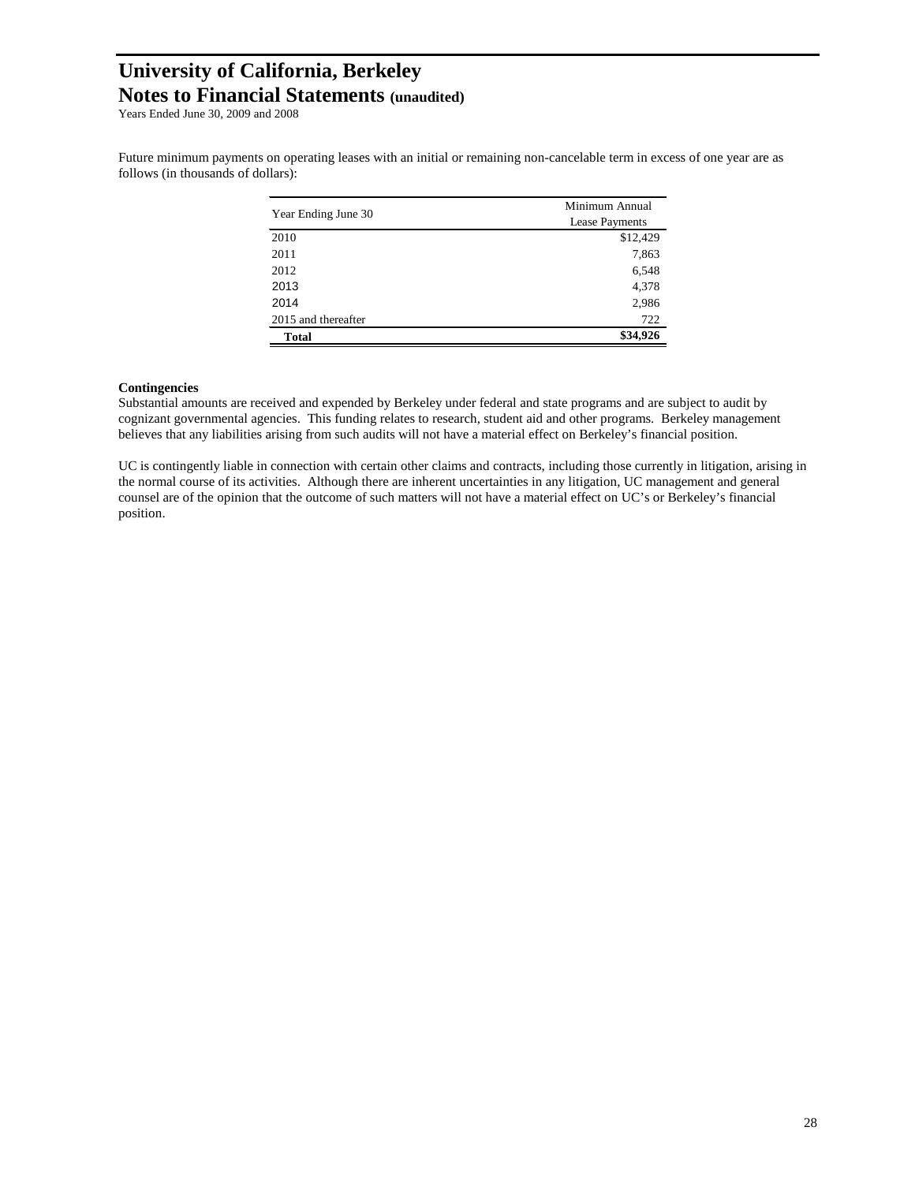Future minimum payments on operating leases with an initial or remaining non-cancelable term in excess of one year are as follows (in thousands of dollars):

| Year Ending June 30 | Minimum Annual Lease Payments |
| --- | --- |
| 2010 | $12,429 |
| 2011 | 7,863 |
| 2012 | 6,548 |
| 2013 | 4,378 |
| 2014 | 2,986 |
| 2015 and thereafter | 722 |
| **Total** | **$34,926** |

**Contingencies**

Substantial amounts are received and expended by Berkeley under federal and state programs and are subject to audit by cognizant governmental agencies. This funding relates to research, student aid and other programs. Berkeley management believes that any liabilities arising from such audits will not have a material effect on Berkeley's financial position.

UC is contingently liable in connection with certain other claims and contracts, including those currently in litigation, arising in the normal course of its activities. Although there are inherent uncertainties in any litigation, UC management and general counsel are of the opinion that the outcome of such matters will not have a material effect on UC's or Berkeley's financial position.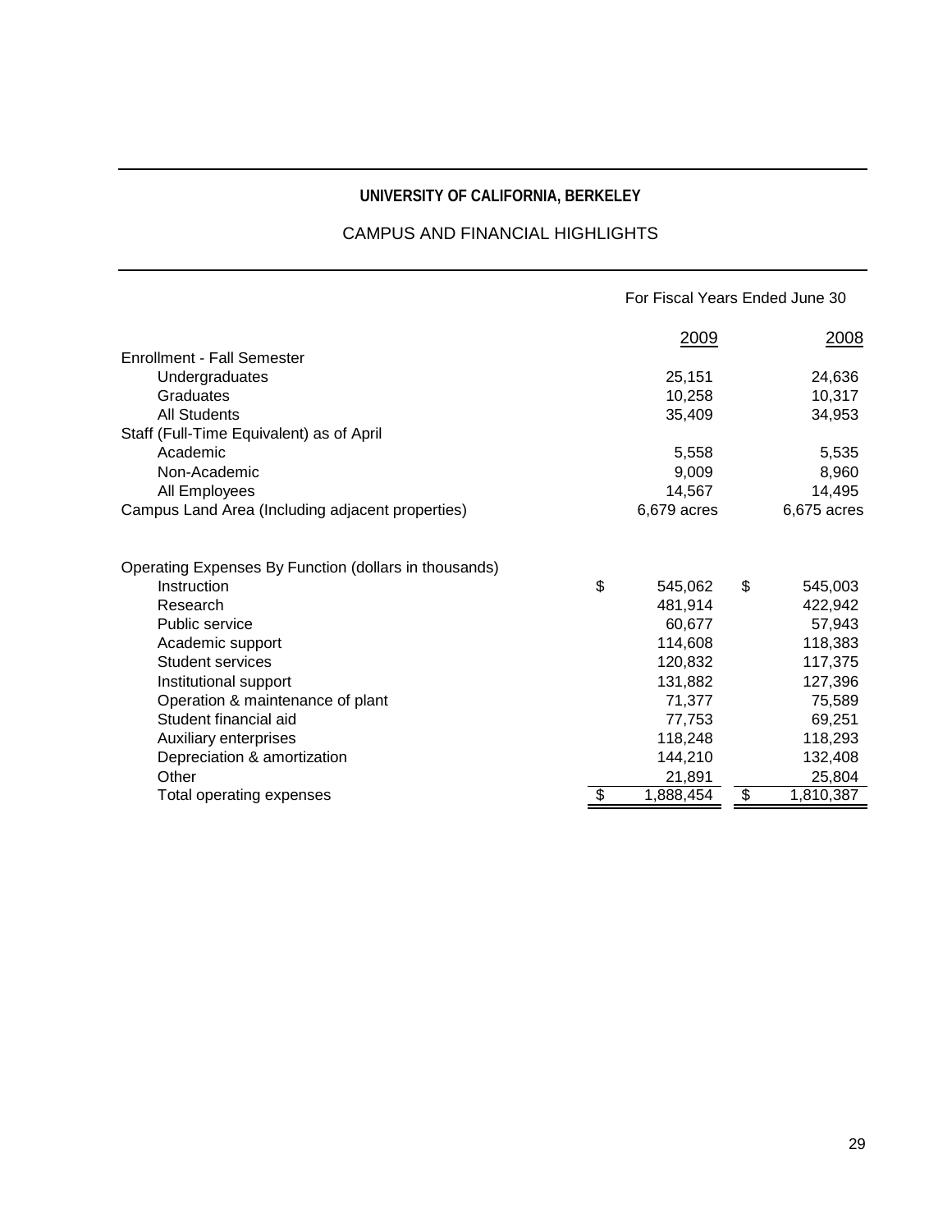# UNIVERSITY OF CALIFORNIA, BERKELEY

## CAMPUS AND FINANCIAL HIGHLIGHTS

| | For Fiscal Years Ended June 30 | |
|---|---|---|
| | 2009 | 2008 |
| Enrollment - Fall Semester | | |
| Undergraduates | 25,151 | 24,636 |
| Graduates | 10,258 | 10,317 |
| All Students | 35,409 | 34,953 |
| Staff (Full-Time Equivalent) as of April | | |
| Academic | 5,558 | 5,535 |
| Non-Academic | 9,009 | 8,960 |
| All Employees | 14,567 | 14,495 |
| Campus Land Area (Including adjacent properties) | 6,679 acres | 6,675 acres |
| | | |
| Operating Expenses By Function (dollars in thousands) | | |
| Instruction | $ 545,062 | $ 545,003 |
| Research | 481,914 | 422,942 |
| Public service | 60,677 | 57,943 |
| Academic support | 114,608 | 118,383 |
| Student services | 120,832 | 117,375 |
| Institutional support | 131,882 | 127,396 |
| Operation & maintenance of plant | 71,377 | 75,589 |
| Student financial aid | 77,753 | 69,251 |
| Auxiliary enterprises | 118,248 | 118,293 |
| Depreciation & amortization | 144,210 | 132,408 |
| Other | 21,891 | 25,804 |
| Total operating expenses | $ 1,888,454 | $ 1,810,387 |